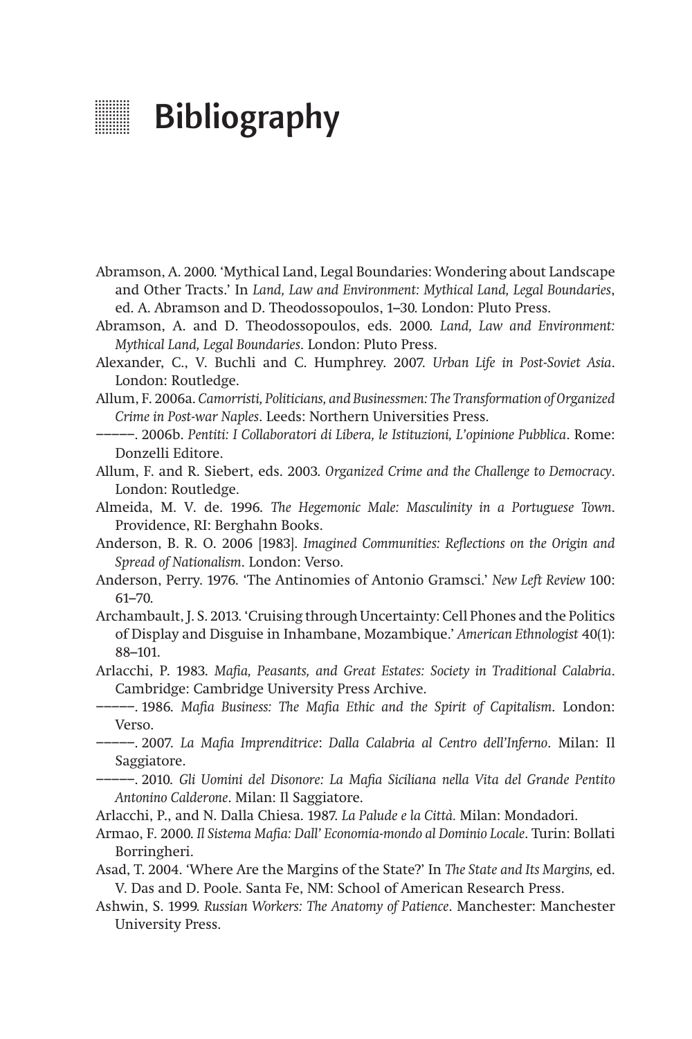# Bibliography

Abramson, A. 2000. 'Mythical Land, Legal Boundaries: Wondering about Landscape and Other Tracts.' In *Land, Law and Environment: Mythical Land, Legal Boundaries*, ed. A. Abramson and D. Theodossopoulos, 1–30. London: Pluto Press.

Abramson, A. and D. Theodossopoulos, eds. 2000. *Land, Law and Environment: Mythical Land, Legal Boundaries*. London: Pluto Press.

Alexander, C., V. Buchli and C. Humphrey. 2007. *Urban Life in Post-Soviet Asia*. London: Routledge.

Allum, F. 2006a. *Camorristi, Politicians, and Businessmen: The Transformation of Organized Crime in Post-war Naples*. Leeds: Northern Universities Press.

–––––. 2006b. *Pentiti: I Collaboratori di Libera, le Istituzioni, L'opinione Pubblica*. Rome: Donzelli Editore.

Allum, F. and R. Siebert, eds. 2003. *Organized Crime and the Challenge to Democracy*. London: Routledge.

Almeida, M. V. de. 1996. *The Hegemonic Male: Masculinity in a Portuguese Town*. Providence, RI: Berghahn Books.

Anderson, B. R. O. 2006 [1983]. *Imagined Communities: Reflections on the Origin and Spread of Nationalism*. London: Verso.

Anderson, Perry. 1976. 'The Antinomies of Antonio Gramsci.' *New Left Review* 100: 61–70.

Archambault, J. S. 2013. 'Cruising through Uncertainty: Cell Phones and the Politics of Display and Disguise in Inhambane, Mozambique.' *American Ethnologist* 40(1): 88–101.

Arlacchi, P. 1983. *Mafia, Peasants, and Great Estates: Society in Traditional Calabria*. Cambridge: Cambridge University Press Archive.

–––––. 1986. *Mafia Business: The Mafia Ethic and the Spirit of Capitalism*. London: Verso.

–––––. 2007. *La Mafia Imprenditrice*: *Dalla Calabria al Centro dell'Inferno*. Milan: Il Saggiatore.

–––––. 2010. *Gli Uomini del Disonore: La Mafia Siciliana nella Vita del Grande Pentito Antonino Calderone*. Milan: Il Saggiatore.

Arlacchi, P., and N. Dalla Chiesa. 1987. *La Palude e la Città.* Milan: Mondadori.

Armao, F. 2000. *Il Sistema Mafia: Dall' Economia-mondo al Dominio Locale*. Turin: Bollati Borringheri.

Asad, T. 2004. 'Where Are the Margins of the State?' In *The State and Its Margins,* ed. V. Das and D. Poole. Santa Fe, NM: School of American Research Press.

Ashwin, S. 1999. *Russian Workers: The Anatomy of Patience*. Manchester: Manchester University Press.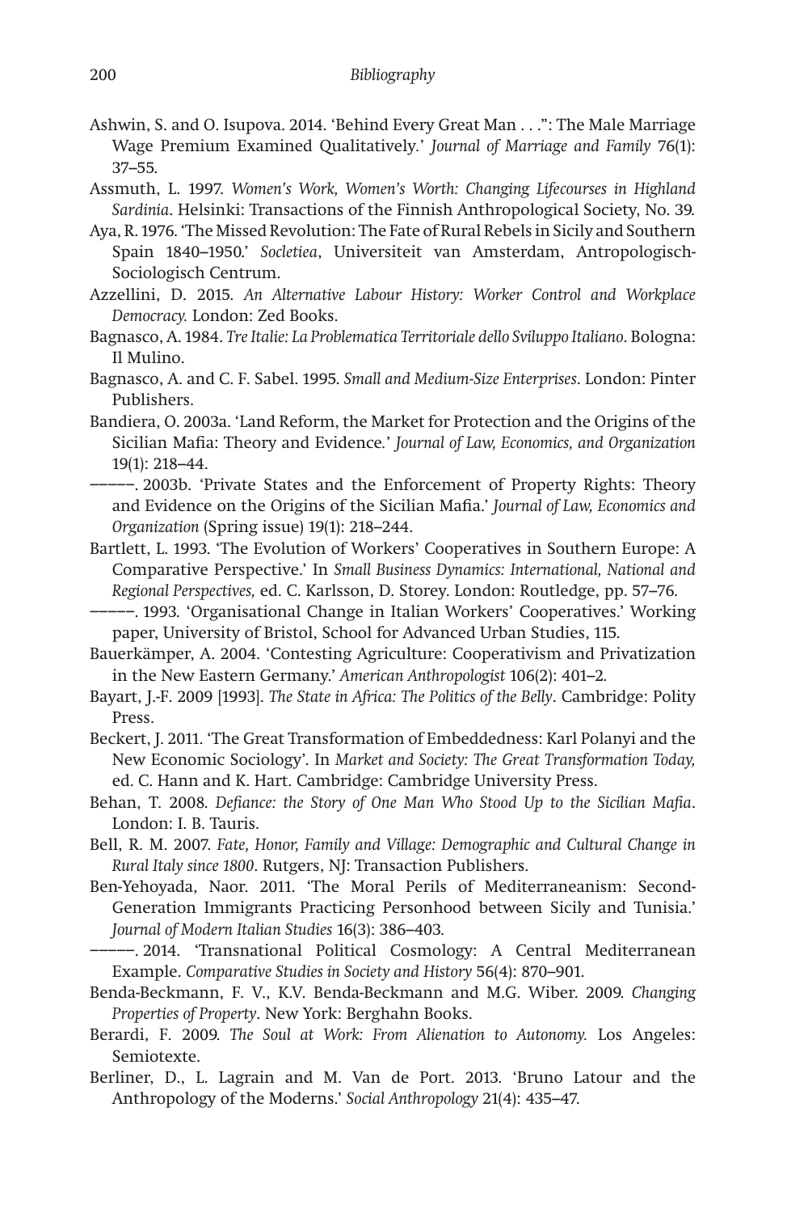Ashwin, S. and O. Isupova. 2014. 'Behind Every Great Man . . .": The Male Marriage Wage Premium Examined Qualitatively.' *Journal of Marriage and Family* 76(1): 37–55.

Assmuth, L. 1997. *Women's Work, Women's Worth: Changing Lifecourses in Highland Sardinia*. Helsinki: Transactions of the Finnish Anthropological Society, No. 39.

Aya, R. 1976. 'The Missed Revolution: The Fate of Rural Rebels in Sicily and Southern Spain 1840–1950.' *Socletiea*, Universiteit van Amsterdam, Antropologisch-Sociologisch Centrum.

Azzellini, D. 2015. *An Alternative Labour History: Worker Control and Workplace Democracy.* London: Zed Books.

Bagnasco, A. 1984. *Tre Italie: La Problematica Territoriale dello Sviluppo Italiano*. Bologna: Il Mulino.

Bagnasco, A. and C. F. Sabel. 1995. *Small and Medium-Size Enterprises*. London: Pinter Publishers.

Bandiera, O. 2003a. 'Land Reform, the Market for Protection and the Origins of the Sicilian Mafia: Theory and Evidence.' *Journal of Law, Economics, and Organization* 19(1): 218–44.

–––––. 2003b. 'Private States and the Enforcement of Property Rights: Theory and Evidence on the Origins of the Sicilian Mafia.' *Journal of Law, Economics and Organization* (Spring issue) 19(1): 218–244.

Bartlett, L. 1993. 'The Evolution of Workers' Cooperatives in Southern Europe: A Comparative Perspective.' In *Small Business Dynamics: International, National and Regional Perspectives,* ed. C. Karlsson, D. Storey. London: Routledge, pp. 57–76.

–––––. 1993. 'Organisational Change in Italian Workers' Cooperatives.' Working paper, University of Bristol, School for Advanced Urban Studies, 115.

Bauerkämper, A. 2004. 'Contesting Agriculture: Cooperativism and Privatization in the New Eastern Germany.' *American Anthropologist* 106(2): 401–2.

Bayart, J.-F. 2009 [1993]. *The State in Africa: The Politics of the Belly*. Cambridge: Polity Press.

Beckert, J. 2011. 'The Great Transformation of Embeddedness: Karl Polanyi and the New Economic Sociology'. In *Market and Society: The Great Transformation Today,* ed. C. Hann and K. Hart. Cambridge: Cambridge University Press.

Behan, T. 2008. *Defiance: the Story of One Man Who Stood Up to the Sicilian Mafia*. London: I. B. Tauris.

Bell, R. M. 2007. *Fate, Honor, Family and Village: Demographic and Cultural Change in Rural Italy since 1800*. Rutgers, NJ: Transaction Publishers.

Ben-Yehoyada, Naor. 2011. 'The Moral Perils of Mediterraneanism: Second-Generation Immigrants Practicing Personhood between Sicily and Tunisia.' *Journal of Modern Italian Studies* 16(3): 386–403.

–––––. 2014. 'Transnational Political Cosmology: A Central Mediterranean Example. *Comparative Studies in Society and History* 56(4): 870–901.

Benda-Beckmann, F. V., K.V. Benda-Beckmann and M.G. Wiber. 2009. *Changing Properties of Property*. New York: Berghahn Books.

Berardi, F. 2009. *The Soul at Work: From Alienation to Autonomy.* Los Angeles: Semiotexte.

Berliner, D., L. Lagrain and M. Van de Port. 2013. 'Bruno Latour and the Anthropology of the Moderns.' *Social Anthropology* 21(4): 435–47.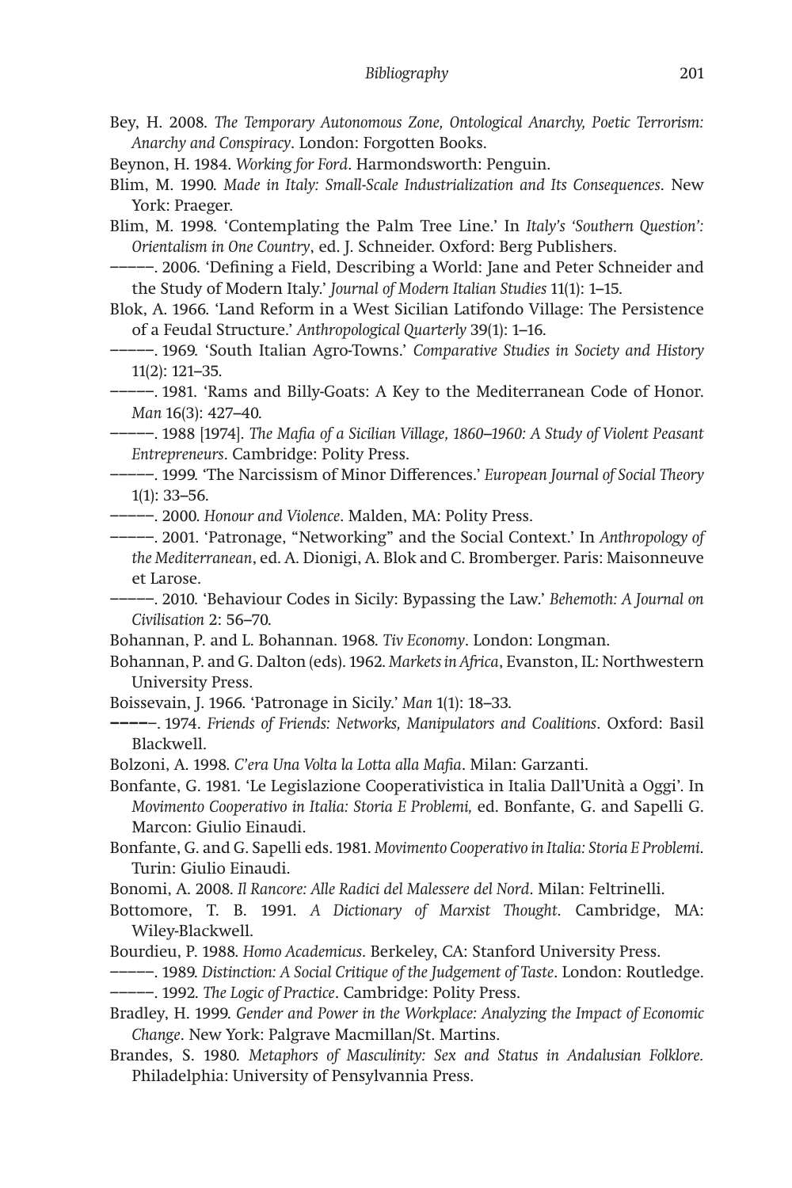Bey, H. 2008. *The Temporary Autonomous Zone, Ontological Anarchy, Poetic Terrorism: Anarchy and Conspiracy*. London: Forgotten Books.

Beynon, H. 1984. *Working for Ford*. Harmondsworth: Penguin.

Blim, M. 1990. *Made in Italy: Small-Scale Industrialization and Its Consequences*. New York: Praeger.

Blim, M. 1998. 'Contemplating the Palm Tree Line.' In *Italy's 'Southern Question': Orientalism in One Country*, ed. J. Schneider. Oxford: Berg Publishers.

–––––. 2006. 'Defining a Field, Describing a World: Jane and Peter Schneider and the Study of Modern Italy.' *Journal of Modern Italian Studies* 11(1): 1–15.

Blok, A. 1966. 'Land Reform in a West Sicilian Latifondo Village: The Persistence of a Feudal Structure.' *Anthropological Quarterly* 39(1): 1–16.

–––––. 1969. 'South Italian Agro-Towns.' *Comparative Studies in Society and History* 11(2): 121–35.

–––––. 1981. 'Rams and Billy-Goats: A Key to the Mediterranean Code of Honor. *Man* 16(3): 427–40.

–––––. 1988 [1974]. *The Mafia of a Sicilian Village, 1860–1960: A Study of Violent Peasant Entrepreneurs*. Cambridge: Polity Press.

–––––. 1999. 'The Narcissism of Minor Differences.' *European Journal of Social Theory* 1(1): 33–56.

–––––. 2000. *Honour and Violence*. Malden, MA: Polity Press.

–––––. 2001. 'Patronage, "Networking" and the Social Context.' In *Anthropology of the Mediterranean*, ed. A. Dionigi, A. Blok and C. Bromberger. Paris: Maisonneuve et Larose.

–––––. 2010. 'Behaviour Codes in Sicily: Bypassing the Law.' *Behemoth: A Journal on Civilisation* 2: 56–70.

Bohannan, P. and L. Bohannan. 1968. *Tiv Economy*. London: Longman.

Bohannan, P. and G. Dalton (eds). 1962. *Markets in Africa*, Evanston, IL: Northwestern University Press.

Boissevain, J. 1966. 'Patronage in Sicily.' *Man* 1(1): 18–33.

–––––. 1974. *Friends of Friends: Networks, Manipulators and Coalitions*. Oxford: Basil Blackwell.

Bolzoni, A. 1998. *C'era Una Volta la Lotta alla Mafia*. Milan: Garzanti.

Bonfante, G. 1981. 'Le Legislazione Cooperativistica in Italia Dall'Unità a Oggi'. In *Movimento Cooperativo in Italia: Storia E Problemi,* ed. Bonfante, G. and Sapelli G. Marcon: Giulio Einaudi.

Bonfante, G. and G. Sapelli eds. 1981. *Movimento Cooperativo in Italia: Storia E Problemi*. Turin: Giulio Einaudi.

Bonomi, A. 2008. *Il Rancore: Alle Radici del Malessere del Nord*. Milan: Feltrinelli.

Bottomore, T. B. 1991. *A Dictionary of Marxist Thought*. Cambridge, MA: Wiley-Blackwell.

Bourdieu, P. 1988. *Homo Academicus*. Berkeley, CA: Stanford University Press.

–––––. 1989. *Distinction: A Social Critique of the Judgement of Taste*. London: Routledge.

–––––. 1992. *The Logic of Practice*. Cambridge: Polity Press.

Bradley, H. 1999. *Gender and Power in the Workplace: Analyzing the Impact of Economic Change*. New York: Palgrave Macmillan/St. Martins.

Brandes, S. 1980. *Metaphors of Masculinity: Sex and Status in Andalusian Folklore.* Philadelphia: University of Pensylvannia Press.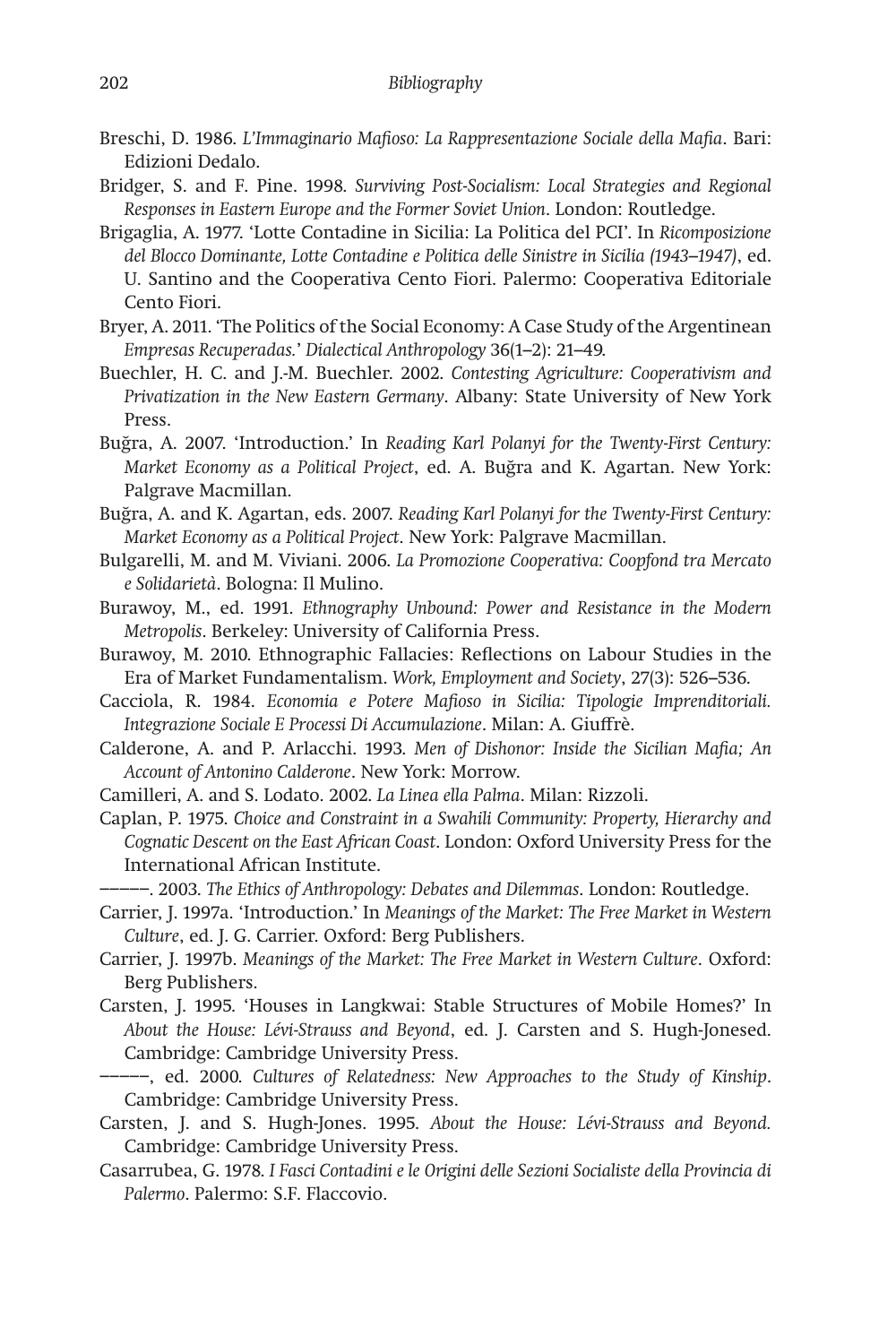Breschi, D. 1986. *L'Immaginario Mafioso: La Rappresentazione Sociale della Mafia*. Bari: Edizioni Dedalo.

Bridger, S. and F. Pine. 1998. *Surviving Post-Socialism: Local Strategies and Regional Responses in Eastern Europe and the Former Soviet Union*. London: Routledge.

Brigaglia, A. 1977. 'Lotte Contadine in Sicilia: La Politica del PCI'. In *Ricomposizione del Blocco Dominante, Lotte Contadine e Politica delle Sinistre in Sicilia (1943–1947)*, ed. U. Santino and the Cooperativa Cento Fiori. Palermo: Cooperativa Editoriale Cento Fiori.

Bryer, A. 2011. 'The Politics of the Social Economy: A Case Study of the Argentinean *Empresas Recuperadas.*' *Dialectical Anthropology* 36(1–2): 21–49.

Buechler, H. C. and J.-M. Buechler. 2002. *Contesting Agriculture: Cooperativism and Privatization in the New Eastern Germany*. Albany: State University of New York Press.

Buğra, A. 2007. 'Introduction.' In *Reading Karl Polanyi for the Twenty-First Century: Market Economy as a Political Project*, ed. A. Buğra and K. Agartan. New York: Palgrave Macmillan.

Buğra, A. and K. Agartan, eds. 2007. *Reading Karl Polanyi for the Twenty-First Century: Market Economy as a Political Project*. New York: Palgrave Macmillan.

Bulgarelli, M. and M. Viviani. 2006. *La Promozione Cooperativa: Coopfond tra Mercato e Solidarietà*. Bologna: Il Mulino.

Burawoy, M., ed. 1991. *Ethnography Unbound: Power and Resistance in the Modern Metropolis*. Berkeley: University of California Press.

Burawoy, M. 2010. Ethnographic Fallacies: Reflections on Labour Studies in the Era of Market Fundamentalism. *Work, Employment and Society*, 27(3): 526–536.

Cacciola, R. 1984. *Economia e Potere Mafioso in Sicilia: Tipologie Imprenditoriali. Integrazione Sociale E Processi Di Accumulazione*. Milan: A. Giuffrè.

Calderone, A. and P. Arlacchi. 1993. *Men of Dishonor: Inside the Sicilian Mafia; An Account of Antonino Calderone*. New York: Morrow.

Camilleri, A. and S. Lodato. 2002. *La Linea ella Palma*. Milan: Rizzoli.

Caplan, P. 1975. *Choice and Constraint in a Swahili Community: Property, Hierarchy and Cognatic Descent on the East African Coast*. London: Oxford University Press for the International African Institute.

–––––. 2003. *The Ethics of Anthropology: Debates and Dilemmas*. London: Routledge.

Carrier, J. 1997a. 'Introduction.' In *Meanings of the Market: The Free Market in Western Culture*, ed. J. G. Carrier. Oxford: Berg Publishers.

Carrier, J. 1997b. *Meanings of the Market: The Free Market in Western Culture*. Oxford: Berg Publishers.

Carsten, J. 1995. 'Houses in Langkwai: Stable Structures of Mobile Homes?' In *About the House: Lévi-Strauss and Beyond*, ed. J. Carsten and S. Hugh-Jonesed. Cambridge: Cambridge University Press.

–––––, ed. 2000. *Cultures of Relatedness: New Approaches to the Study of Kinship*. Cambridge: Cambridge University Press.

Carsten, J. and S. Hugh-Jones. 1995. *About the House: Lévi-Strauss and Beyond.* Cambridge: Cambridge University Press.

Casarrubea, G. 1978. *I Fasci Contadini e le Origini delle Sezioni Socialiste della Provincia di Palermo*. Palermo: S.F. Flaccovio.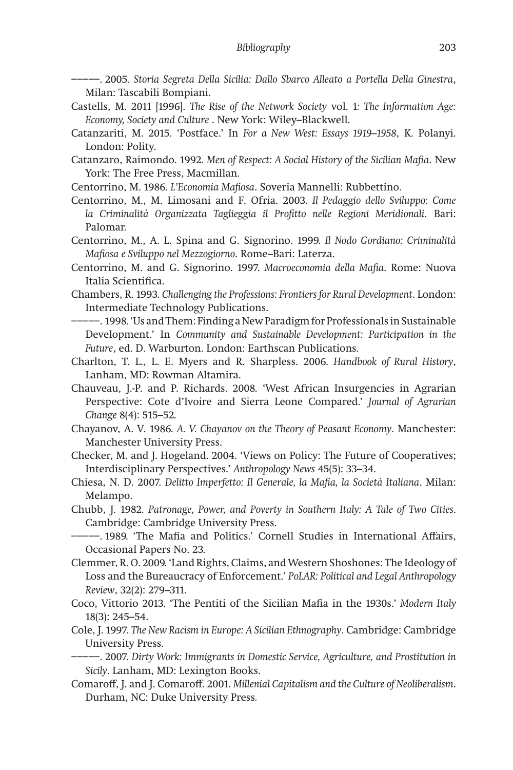–––––. 2005. *Storia Segreta Della Sicilia: Dallo Sbarco Alleato a Portella Della Ginestra*, Milan: Tascabili Bompiani.

Castells, M. 2011 [1996]. *The Rise of the Network Society* vol. 1: *The Information Age: Economy, Society and Culture* . New York: Wiley–Blackwell.

Catanzariti, M. 2015. 'Postface.' In *For a New West: Essays 1919–1958*, K. Polanyi. London: Polity.

Catanzaro, Raimondo. 1992. *Men of Respect: A Social History of the Sicilian Mafia*. New York: The Free Press, Macmillan.

Centorrino, M. 1986. *L'Economia Mafiosa*. Soveria Mannelli: Rubbettino.

Centorrino, M., M. Limosani and F. Ofria. 2003. *Il Pedaggio dello Sviluppo: Come la Criminalità Organizzata Taglieggia il Profitto nelle Regioni Meridionali*. Bari: Palomar.

Centorrino, M., A. L. Spina and G. Signorino. 1999. *Il Nodo Gordiano: Criminalità Mafiosa e Sviluppo nel Mezzogiorno*. Rome–Bari: Laterza.

Centorrino, M. and G. Signorino. 1997. *Macroeconomia della Mafia*. Rome: Nuova Italia Scientifica.

Chambers, R. 1993. *Challenging the Professions: Frontiers for Rural Development*. London: Intermediate Technology Publications.

–––––. 1998. 'Us and Them: Finding a New Paradigm for Professionals in Sustainable Development.' In *Community and Sustainable Development: Participation in the Future*, ed. D. Warburton. London: Earthscan Publications.

Charlton, T. L., L. E. Myers and R. Sharpless. 2006. *Handbook of Rural History*, Lanham, MD: Rowman Altamira.

Chauveau, J.-P. and P. Richards. 2008. 'West African Insurgencies in Agrarian Perspective: Cote d'Ivoire and Sierra Leone Compared.' *Journal of Agrarian Change* 8(4): 515–52.

Chayanov, A. V. 1986. *A. V. Chayanov on the Theory of Peasant Economy*. Manchester: Manchester University Press.

Checker, M. and J. Hogeland. 2004. 'Views on Policy: The Future of Cooperatives; Interdisciplinary Perspectives.' *Anthropology News* 45(5): 33–34.

Chiesa, N. D. 2007. *Delitto Imperfetto: Il Generale, la Mafia, la Società Italiana*. Milan: Melampo.

Chubb, J. 1982. *Patronage, Power, and Poverty in Southern Italy: A Tale of Two Cities*. Cambridge: Cambridge University Press.

–––––. 1989. 'The Mafia and Politics.' Cornell Studies in International Affairs, Occasional Papers No. 23.

Clemmer, R. O. 2009. 'Land Rights, Claims, and Western Shoshones: The Ideology of Loss and the Bureaucracy of Enforcement.' *PoLAR: Political and Legal Anthropology Review*, 32(2): 279–311.

Coco, Vittorio 2013. 'The Pentiti of the Sicilian Mafia in the 1930s.' *Modern Italy* 18(3): 245–54.

Cole, J. 1997. *The New Racism in Europe: A Sicilian Ethnography*. Cambridge: Cambridge University Press.

–––––. 2007. *Dirty Work: Immigrants in Domestic Service, Agriculture, and Prostitution in Sicily*. Lanham, MD: Lexington Books.

Comaroff, J. and J. Comaroff. 2001. *Millenial Capitalism and the Culture of Neoliberalism*. Durham, NC: Duke University Press.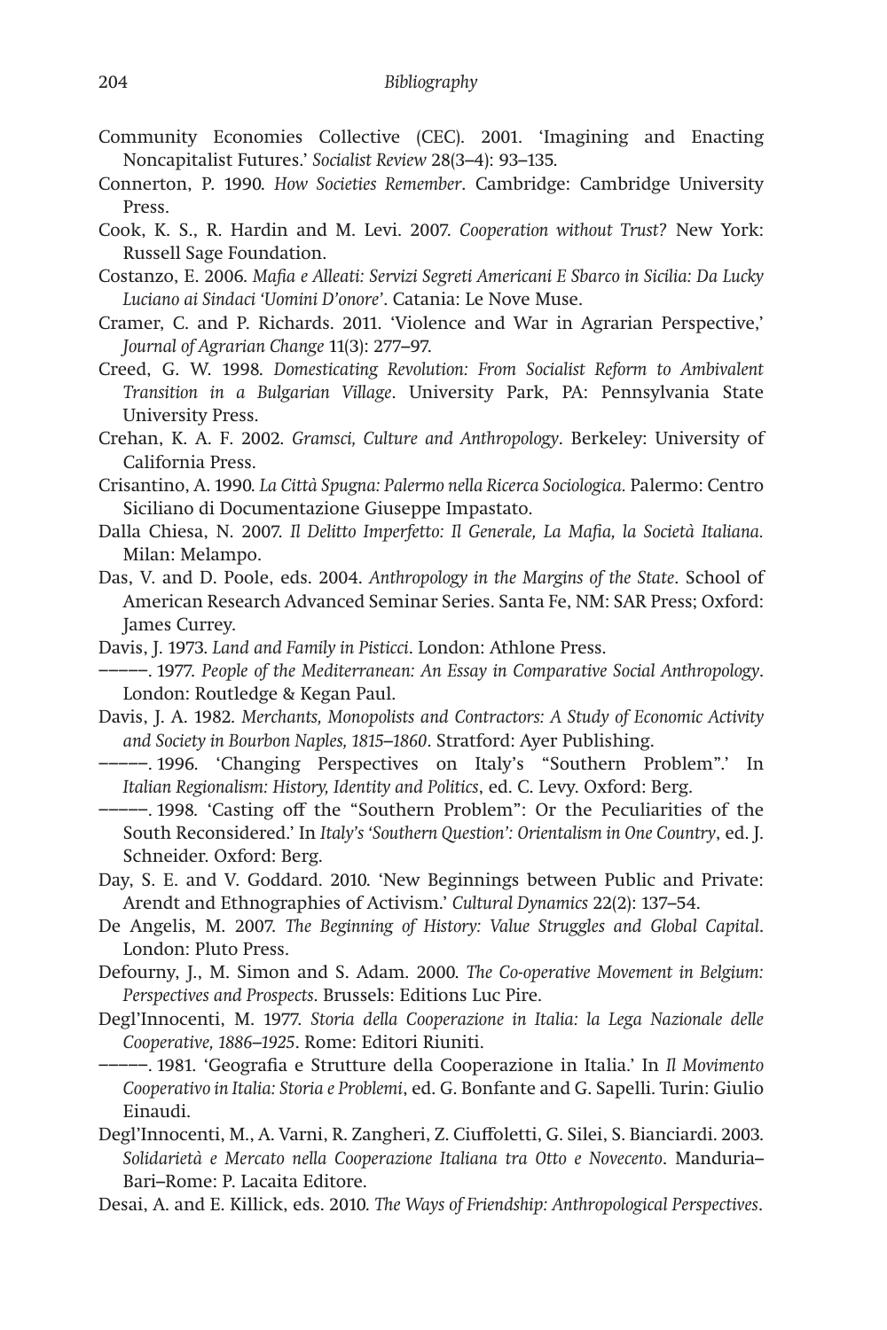Community Economies Collective (CEC). 2001. 'Imagining and Enacting Noncapitalist Futures.' *Socialist Review* 28(3–4): 93–135.

Connerton, P. 1990. *How Societies Remember*. Cambridge: Cambridge University Press.

Cook, K. S., R. Hardin and M. Levi. 2007. *Cooperation without Trust?* New York: Russell Sage Foundation.

Costanzo, E. 2006. *Mafia e Alleati: Servizi Segreti Americani E Sbarco in Sicilia: Da Lucky Luciano ai Sindaci 'Uomini D'onore'*. Catania: Le Nove Muse.

Cramer, C. and P. Richards. 2011. 'Violence and War in Agrarian Perspective,' *Journal of Agrarian Change* 11(3): 277–97.

Creed, G. W. 1998. *Domesticating Revolution: From Socialist Reform to Ambivalent Transition in a Bulgarian Village*. University Park, PA: Pennsylvania State University Press.

Crehan, K. A. F. 2002. *Gramsci, Culture and Anthropology*. Berkeley: University of California Press.

Crisantino, A. 1990. *La Città Spugna: Palermo nella Ricerca Sociologica.* Palermo: Centro Siciliano di Documentazione Giuseppe Impastato.

Dalla Chiesa, N. 2007. *Il Delitto Imperfetto: Il Generale, La Mafia, la Società Italiana.* Milan: Melampo.

Das, V. and D. Poole, eds. 2004. *Anthropology in the Margins of the State*. School of American Research Advanced Seminar Series. Santa Fe, NM: SAR Press; Oxford: James Currey.

Davis, J. 1973. *Land and Family in Pisticci*. London: Athlone Press.

–––––. 1977. *People of the Mediterranean: An Essay in Comparative Social Anthropology*. London: Routledge & Kegan Paul.

Davis, J. A. 1982. *Merchants, Monopolists and Contractors: A Study of Economic Activity and Society in Bourbon Naples, 1815–1860*. Stratford: Ayer Publishing.

–––––. 1996. 'Changing Perspectives on Italy's "Southern Problem".' In *Italian Regionalism: History, Identity and Politics*, ed. C. Levy. Oxford: Berg.

–––––. 1998. 'Casting off the "Southern Problem": Or the Peculiarities of the South Reconsidered.' In *Italy's 'Southern Question': Orientalism in One Country*, ed. J. Schneider. Oxford: Berg.

Day, S. E. and V. Goddard. 2010. 'New Beginnings between Public and Private: Arendt and Ethnographies of Activism.' *Cultural Dynamics* 22(2): 137–54.

De Angelis, M. 2007. *The Beginning of History: Value Struggles and Global Capital*. London: Pluto Press.

Defourny, J., M. Simon and S. Adam. 2000. *The Co-operative Movement in Belgium: Perspectives and Prospects*. Brussels: Editions Luc Pire.

Degl'Innocenti, M. 1977. *Storia della Cooperazione in Italia: la Lega Nazionale delle Cooperative, 1886–1925*. Rome: Editori Riuniti.

–––––. 1981. 'Geografia e Strutture della Cooperazione in Italia.' In *Il Movimento Cooperativo in Italia: Storia e Problemi*, ed. G. Bonfante and G. Sapelli. Turin: Giulio Einaudi.

Degl'Innocenti, M., A. Varni, R. Zangheri, Z. Ciuffoletti, G. Silei, S. Bianciardi. 2003. *Solidarietà e Mercato nella Cooperazione Italiana tra Otto e Novecento*. Manduria–Bari–Rome: P. Lacaita Editore.

Desai, A. and E. Killick, eds. 2010. *The Ways of Friendship: Anthropological Perspectives*.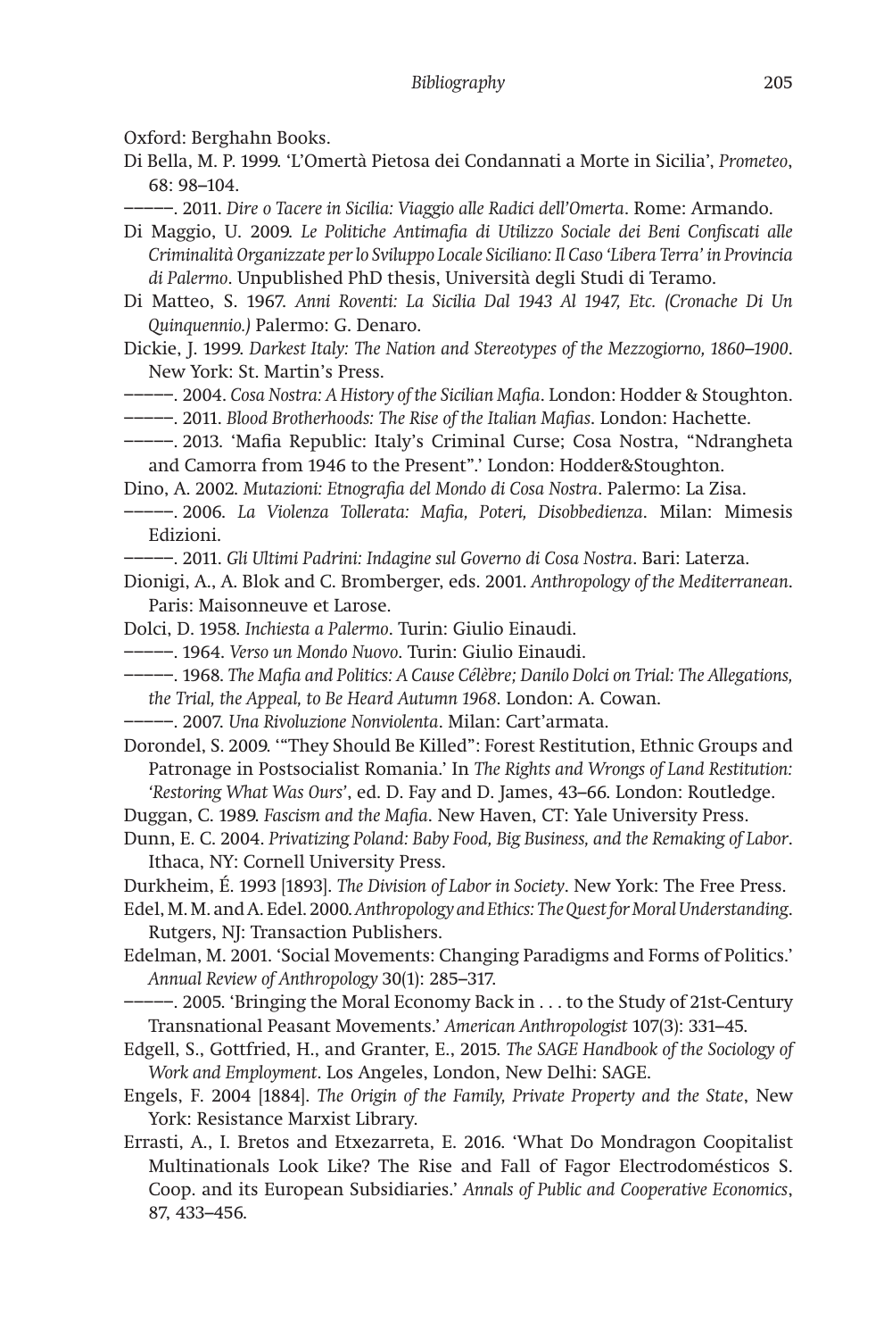Oxford: Berghahn Books.

Di Bella, M. P. 1999. 'L'Omertà Pietosa dei Condannati a Morte in Sicilia', *Prometeo*, 68: 98–104.

———. 2011. *Dire o Tacere in Sicilia: Viaggio alle Radici dell'Omerta*. Rome: Armando.

Di Maggio, U. 2009. *Le Politiche Antimafia di Utilizzo Sociale dei Beni Confiscati alle Criminalità Organizzate per lo Sviluppo Locale Siciliano: Il Caso 'Libera Terra' in Provincia di Palermo*. Unpublished PhD thesis, Università degli Studi di Teramo.

Di Matteo, S. 1967. *Anni Roventi: La Sicilia Dal 1943 Al 1947, Etc. (Cronache Di Un Quinquennio.)* Palermo: G. Denaro.

Dickie, J. 1999. *Darkest Italy: The Nation and Stereotypes of the Mezzogiorno, 1860–1900*. New York: St. Martin's Press.

———. 2004. *Cosa Nostra: A History of the Sicilian Mafia*. London: Hodder & Stoughton.

———. 2011. *Blood Brotherhoods: The Rise of the Italian Mafias*. London: Hachette.

———. 2013. 'Mafia Republic: Italy's Criminal Curse; Cosa Nostra, "Ndrangheta and Camorra from 1946 to the Present".' London: Hodder&Stoughton.

Dino, A. 2002. *Mutazioni: Etnografia del Mondo di Cosa Nostra*. Palermo: La Zisa.

———. 2006. *La Violenza Tollerata: Mafia, Poteri, Disobbedienza*. Milan: Mimesis Edizioni.

———. 2011. *Gli Ultimi Padrini: Indagine sul Governo di Cosa Nostra*. Bari: Laterza.

Dionigi, A., A. Blok and C. Bromberger, eds. 2001. *Anthropology of the Mediterranean*. Paris: Maisonneuve et Larose.

Dolci, D. 1958. *Inchiesta a Palermo*. Turin: Giulio Einaudi.

———. 1964. *Verso un Mondo Nuovo*. Turin: Giulio Einaudi.

———. 1968. *The Mafia and Politics: A Cause Célèbre; Danilo Dolci on Trial: The Allegations, the Trial, the Appeal, to Be Heard Autumn 1968*. London: A. Cowan.

———. 2007. *Una Rivoluzione Nonviolenta*. Milan: Cart'armata.

Dorondel, S. 2009. '"They Should Be Killed": Forest Restitution, Ethnic Groups and Patronage in Postsocialist Romania.' In *The Rights and Wrongs of Land Restitution: 'Restoring What Was Ours'*, ed. D. Fay and D. James, 43–66. London: Routledge.

Duggan, C. 1989. *Fascism and the Mafia*. New Haven, CT: Yale University Press.

Dunn, E. C. 2004. *Privatizing Poland: Baby Food, Big Business, and the Remaking of Labor*. Ithaca, NY: Cornell University Press.

Durkheim, É. 1993 [1893]. *The Division of Labor in Society*. New York: The Free Press.

Edel, M. M. and A. Edel. 2000. *Anthropology and Ethics: The Quest for Moral Understanding*. Rutgers, NJ: Transaction Publishers.

Edelman, M. 2001. 'Social Movements: Changing Paradigms and Forms of Politics.' *Annual Review of Anthropology* 30(1): 285–317.

———. 2005. 'Bringing the Moral Economy Back in . . . to the Study of 21st-Century Transnational Peasant Movements.' *American Anthropologist* 107(3): 331–45.

Edgell, S., Gottfried, H., and Granter, E., 2015. *The SAGE Handbook of the Sociology of Work and Employment*. Los Angeles, London, New Delhi: SAGE.

Engels, F. 2004 [1884]. *The Origin of the Family, Private Property and the State*, New York: Resistance Marxist Library.

Errasti, A., I. Bretos and Etxezarreta, E. 2016. 'What Do Mondragon Coopitalist Multinationals Look Like? The Rise and Fall of Fagor Electrodomésticos S. Coop. and its European Subsidiaries.' *Annals of Public and Cooperative Economics*, 87, 433–456.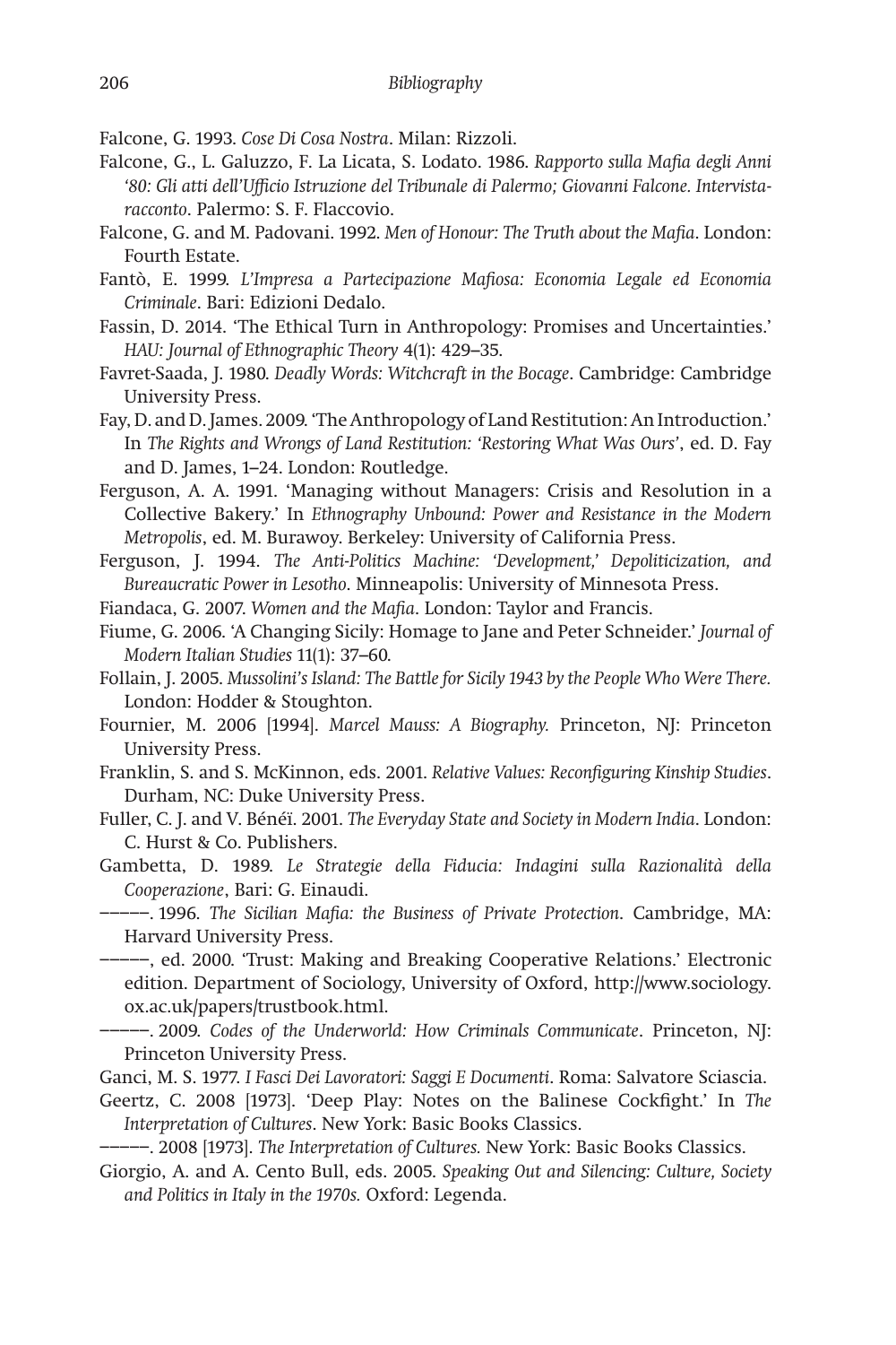Falcone, G. 1993. *Cose Di Cosa Nostra*. Milan: Rizzoli.

Falcone, G., L. Galuzzo, F. La Licata, S. Lodato. 1986. *Rapporto sulla Mafia degli Anni '80: Gli atti dell'Ufficio Istruzione del Tribunale di Palermo; Giovanni Falcone. Intervista-racconto*. Palermo: S. F. Flaccovio.

Falcone, G. and M. Padovani. 1992. *Men of Honour: The Truth about the Mafia*. London: Fourth Estate.

Fantò, E. 1999. *L'Impresa a Partecipazione Mafiosa: Economia Legale ed Economia Criminale*. Bari: Edizioni Dedalo.

Fassin, D. 2014. 'The Ethical Turn in Anthropology: Promises and Uncertainties.' *HAU: Journal of Ethnographic Theory* 4(1): 429–35.

Favret-Saada, J. 1980. *Deadly Words: Witchcraft in the Bocage*. Cambridge: Cambridge University Press.

Fay, D. and D. James. 2009. 'The Anthropology of Land Restitution: An Introduction.' In *The Rights and Wrongs of Land Restitution: 'Restoring What Was Ours'*, ed. D. Fay and D. James, 1–24. London: Routledge.

Ferguson, A. A. 1991. 'Managing without Managers: Crisis and Resolution in a Collective Bakery.' In *Ethnography Unbound: Power and Resistance in the Modern Metropolis*, ed. M. Burawoy. Berkeley: University of California Press.

Ferguson, J. 1994. *The Anti-Politics Machine: 'Development,' Depoliticization, and Bureaucratic Power in Lesotho*. Minneapolis: University of Minnesota Press.

Fiandaca, G. 2007. *Women and the Mafia*. London: Taylor and Francis.

Fiume, G. 2006. 'A Changing Sicily: Homage to Jane and Peter Schneider.' *Journal of Modern Italian Studies* 11(1): 37–60.

Follain, J. 2005. *Mussolini's Island: The Battle for Sicily 1943 by the People Who Were There.* London: Hodder & Stoughton.

Fournier, M. 2006 [1994]. *Marcel Mauss: A Biography.* Princeton, NJ: Princeton University Press.

Franklin, S. and S. McKinnon, eds. 2001. *Relative Values: Reconfiguring Kinship Studies*. Durham, NC: Duke University Press.

Fuller, C. J. and V. Bénéï. 2001. *The Everyday State and Society in Modern India*. London: C. Hurst & Co. Publishers.

Gambetta, D. 1989. *Le Strategie della Fiducia: Indagini sulla Razionalità della Cooperazione*, Bari: G. Einaudi.

–––––. 1996. *The Sicilian Mafia: the Business of Private Protection*. Cambridge, MA: Harvard University Press.

–––––, ed. 2000. 'Trust: Making and Breaking Cooperative Relations.' Electronic edition. Department of Sociology, University of Oxford, http://www.sociology.ox.ac.uk/papers/trustbook.html.

–––––. 2009. *Codes of the Underworld: How Criminals Communicate*. Princeton, NJ: Princeton University Press.

Ganci, M. S. 1977. *I Fasci Dei Lavoratori: Saggi E Documenti*. Roma: Salvatore Sciascia.

Geertz, C. 2008 [1973]. 'Deep Play: Notes on the Balinese Cockfight.' In *The Interpretation of Cultures*. New York: Basic Books Classics.

–––––. 2008 [1973]. *The Interpretation of Cultures.* New York: Basic Books Classics.

Giorgio, A. and A. Cento Bull, eds. 2005. *Speaking Out and Silencing: Culture, Society and Politics in Italy in the 1970s.* Oxford: Legenda.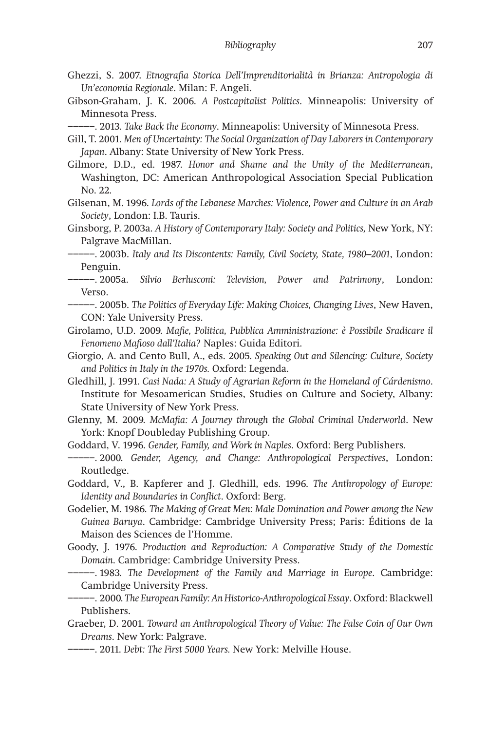Ghezzi, S. 2007. *Etnografia Storica Dell'Imprenditorialità in Brianza: Antropologia di Un'economia Regionale*. Milan: F. Angeli.

Gibson-Graham, J. K. 2006. *A Postcapitalist Politics*. Minneapolis: University of Minnesota Press.

–––––. 2013. *Take Back the Economy*. Minneapolis: University of Minnesota Press.

Gill, T. 2001. *Men of Uncertainty: The Social Organization of Day Laborers in Contemporary Japan*. Albany: State University of New York Press.

Gilmore, D.D., ed. 1987. *Honor and Shame and the Unity of the Mediterranean*, Washington, DC: American Anthropological Association Special Publication No. 22.

Gilsenan, M. 1996. *Lords of the Lebanese Marches: Violence, Power and Culture in an Arab Society*, London: I.B. Tauris.

Ginsborg, P. 2003a. *A History of Contemporary Italy: Society and Politics,* New York, NY: Palgrave MacMillan.

–––––. 2003b. *Italy and Its Discontents: Family, Civil Society, State, 1980–2001*, London: Penguin.

–––––. 2005a. *Silvio Berlusconi: Television, Power and Patrimony*, London: Verso.

–––––. 2005b. *The Politics of Everyday Life: Making Choices, Changing Lives*, New Haven, CON: Yale University Press.

Girolamo, U.D. 2009. *Mafie, Politica, Pubblica Amministrazione: è Possibile Sradicare il Fenomeno Mafioso dall'Italia?* Naples: Guida Editori.

Giorgio, A. and Cento Bull, A., eds. 2005. *Speaking Out and Silencing: Culture, Society and Politics in Italy in the 1970s.* Oxford: Legenda.

Gledhill, J. 1991. *Casi Nada: A Study of Agrarian Reform in the Homeland of Cárdenismo*. Institute for Mesoamerican Studies, Studies on Culture and Society, Albany: State University of New York Press.

Glenny, M. 2009. *McMafia: A Journey through the Global Criminal Underworld*. New York: Knopf Doubleday Publishing Group.

Goddard, V. 1996. *Gender, Family, and Work in Naples*. Oxford: Berg Publishers.

–––––. 2000. *Gender, Agency, and Change: Anthropological Perspectives*, London: Routledge.

Goddard, V., B. Kapferer and J. Gledhill, eds. 1996. *The Anthropology of Europe: Identity and Boundaries in Conflict*. Oxford: Berg.

Godelier, M. 1986. *The Making of Great Men: Male Domination and Power among the New Guinea Baruya*. Cambridge: Cambridge University Press; Paris: Éditions de la Maison des Sciences de l'Homme.

Goody, J. 1976. *Production and Reproduction: A Comparative Study of the Domestic Domain*. Cambridge: Cambridge University Press.

–––––. 1983. *The Development of the Family and Marriage in Europe*. Cambridge: Cambridge University Press.

–––––. 2000. *The European Family: An Historico-Anthropological Essay*. Oxford: Blackwell Publishers.

Graeber, D. 2001. *Toward an Anthropological Theory of Value: The False Coin of Our Own Dreams*. New York: Palgrave.

–––––. 2011. *Debt: The First 5000 Years.* New York: Melville House.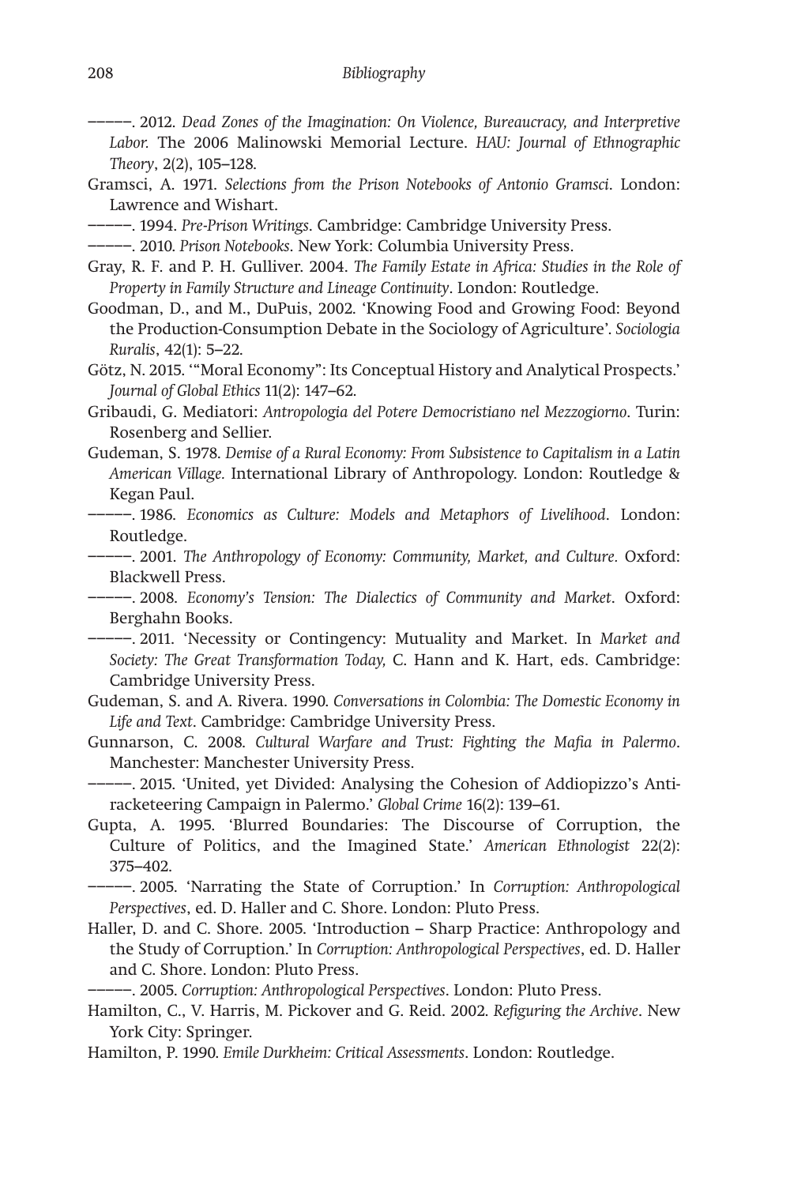———. 2012. *Dead Zones of the Imagination: On Violence, Bureaucracy, and Interpretive Labor.* The 2006 Malinowski Memorial Lecture. *HAU: Journal of Ethnographic Theory*, 2(2), 105–128.

Gramsci, A. 1971. *Selections from the Prison Notebooks of Antonio Gramsci*. London: Lawrence and Wishart.

———. 1994. *Pre-Prison Writings*. Cambridge: Cambridge University Press.

———. 2010. *Prison Notebooks*. New York: Columbia University Press.

Gray, R. F. and P. H. Gulliver. 2004. *The Family Estate in Africa: Studies in the Role of Property in Family Structure and Lineage Continuity*. London: Routledge.

Goodman, D., and M., DuPuis, 2002. 'Knowing Food and Growing Food: Beyond the Production-Consumption Debate in the Sociology of Agriculture'. *Sociologia Ruralis*, 42(1): 5–22.

Götz, N. 2015. '"Moral Economy": Its Conceptual History and Analytical Prospects.' *Journal of Global Ethics* 11(2): 147–62.

Gribaudi, G. Mediatori: *Antropologia del Potere Democristiano nel Mezzogiorno*. Turin: Rosenberg and Sellier.

Gudeman, S. 1978. *Demise of a Rural Economy: From Subsistence to Capitalism in a Latin American Village.* International Library of Anthropology. London: Routledge & Kegan Paul.

———. 1986. *Economics as Culture: Models and Metaphors of Livelihood*. London: Routledge.

———. 2001. *The Anthropology of Economy: Community, Market, and Culture.* Oxford: Blackwell Press.

———. 2008. *Economy's Tension: The Dialectics of Community and Market*. Oxford: Berghahn Books.

———. 2011. 'Necessity or Contingency: Mutuality and Market. In *Market and Society: The Great Transformation Today,* C. Hann and K. Hart, eds. Cambridge: Cambridge University Press.

Gudeman, S. and A. Rivera. 1990. *Conversations in Colombia: The Domestic Economy in Life and Text*. Cambridge: Cambridge University Press.

Gunnarson, C. 2008. *Cultural Warfare and Trust: Fighting the Mafia in Palermo*. Manchester: Manchester University Press.

———. 2015. 'United, yet Divided: Analysing the Cohesion of Addiopizzo's Anti-racketeering Campaign in Palermo.' *Global Crime* 16(2): 139–61.

Gupta, A. 1995. 'Blurred Boundaries: The Discourse of Corruption, the Culture of Politics, and the Imagined State.' *American Ethnologist* 22(2): 375–402.

———. 2005. 'Narrating the State of Corruption.' In *Corruption: Anthropological Perspectives*, ed. D. Haller and C. Shore. London: Pluto Press.

Haller, D. and C. Shore. 2005. 'Introduction – Sharp Practice: Anthropology and the Study of Corruption.' In *Corruption: Anthropological Perspectives*, ed. D. Haller and C. Shore. London: Pluto Press.

———. 2005. *Corruption: Anthropological Perspectives*. London: Pluto Press.

Hamilton, C., V. Harris, M. Pickover and G. Reid. 2002. *Refiguring the Archive*. New York City: Springer.

Hamilton, P. 1990. *Emile Durkheim: Critical Assessments*. London: Routledge.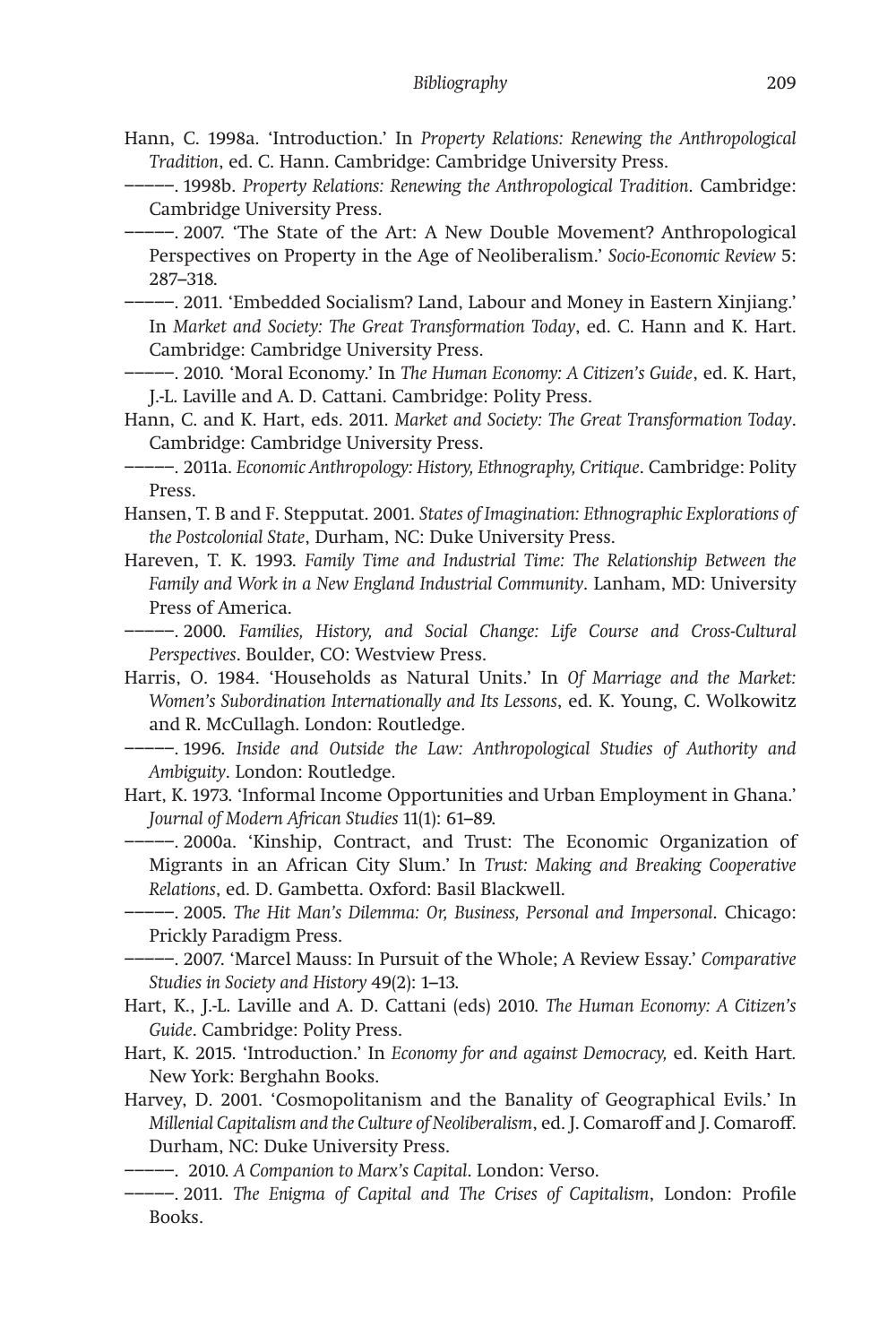Hann, C. 1998a. 'Introduction.' In *Property Relations: Renewing the Anthropological Tradition*, ed. C. Hann. Cambridge: Cambridge University Press.

———. 1998b. *Property Relations: Renewing the Anthropological Tradition*. Cambridge: Cambridge University Press.

———. 2007. 'The State of the Art: A New Double Movement? Anthropological Perspectives on Property in the Age of Neoliberalism.' *Socio-Economic Review* 5: 287–318.

———. 2011. 'Embedded Socialism? Land, Labour and Money in Eastern Xinjiang.' In *Market and Society: The Great Transformation Today*, ed. C. Hann and K. Hart. Cambridge: Cambridge University Press.

———. 2010. 'Moral Economy.' In *The Human Economy: A Citizen's Guide*, ed. K. Hart, J.-L. Laville and A. D. Cattani. Cambridge: Polity Press.

Hann, C. and K. Hart, eds. 2011. *Market and Society: The Great Transformation Today*. Cambridge: Cambridge University Press.

———. 2011a. *Economic Anthropology: History, Ethnography, Critique*. Cambridge: Polity Press.

Hansen, T. B and F. Stepputat. 2001. *States of Imagination: Ethnographic Explorations of the Postcolonial State*, Durham, NC: Duke University Press.

Hareven, T. K. 1993. *Family Time and Industrial Time: The Relationship Between the Family and Work in a New England Industrial Community*. Lanham, MD: University Press of America.

———. 2000. *Families, History, and Social Change: Life Course and Cross-Cultural Perspectives*. Boulder, CO: Westview Press.

Harris, O. 1984. 'Households as Natural Units.' In *Of Marriage and the Market: Women's Subordination Internationally and Its Lessons*, ed. K. Young, C. Wolkowitz and R. McCullagh. London: Routledge.

———. 1996. *Inside and Outside the Law: Anthropological Studies of Authority and Ambiguity*. London: Routledge.

Hart, K. 1973. 'Informal Income Opportunities and Urban Employment in Ghana.' *Journal of Modern African Studies* 11(1): 61–89.

———. 2000a. 'Kinship, Contract, and Trust: The Economic Organization of Migrants in an African City Slum.' In *Trust: Making and Breaking Cooperative Relations*, ed. D. Gambetta. Oxford: Basil Blackwell.

———. 2005. *The Hit Man's Dilemma: Or, Business, Personal and Impersonal*. Chicago: Prickly Paradigm Press.

———. 2007. 'Marcel Mauss: In Pursuit of the Whole; A Review Essay.' *Comparative Studies in Society and History* 49(2): 1–13.

Hart, K., J.-L. Laville and A. D. Cattani (eds) 2010. *The Human Economy: A Citizen's Guide*. Cambridge: Polity Press.

Hart, K. 2015. 'Introduction.' In *Economy for and against Democracy,* ed. Keith Hart. New York: Berghahn Books.

Harvey, D. 2001. 'Cosmopolitanism and the Banality of Geographical Evils.' In *Millenial Capitalism and the Culture of Neoliberalism*, ed. J. Comaroff and J. Comaroff. Durham, NC: Duke University Press.

———. 2010. *A Companion to Marx's Capital*. London: Verso.

———. 2011. *The Enigma of Capital and The Crises of Capitalism*, London: Profile Books.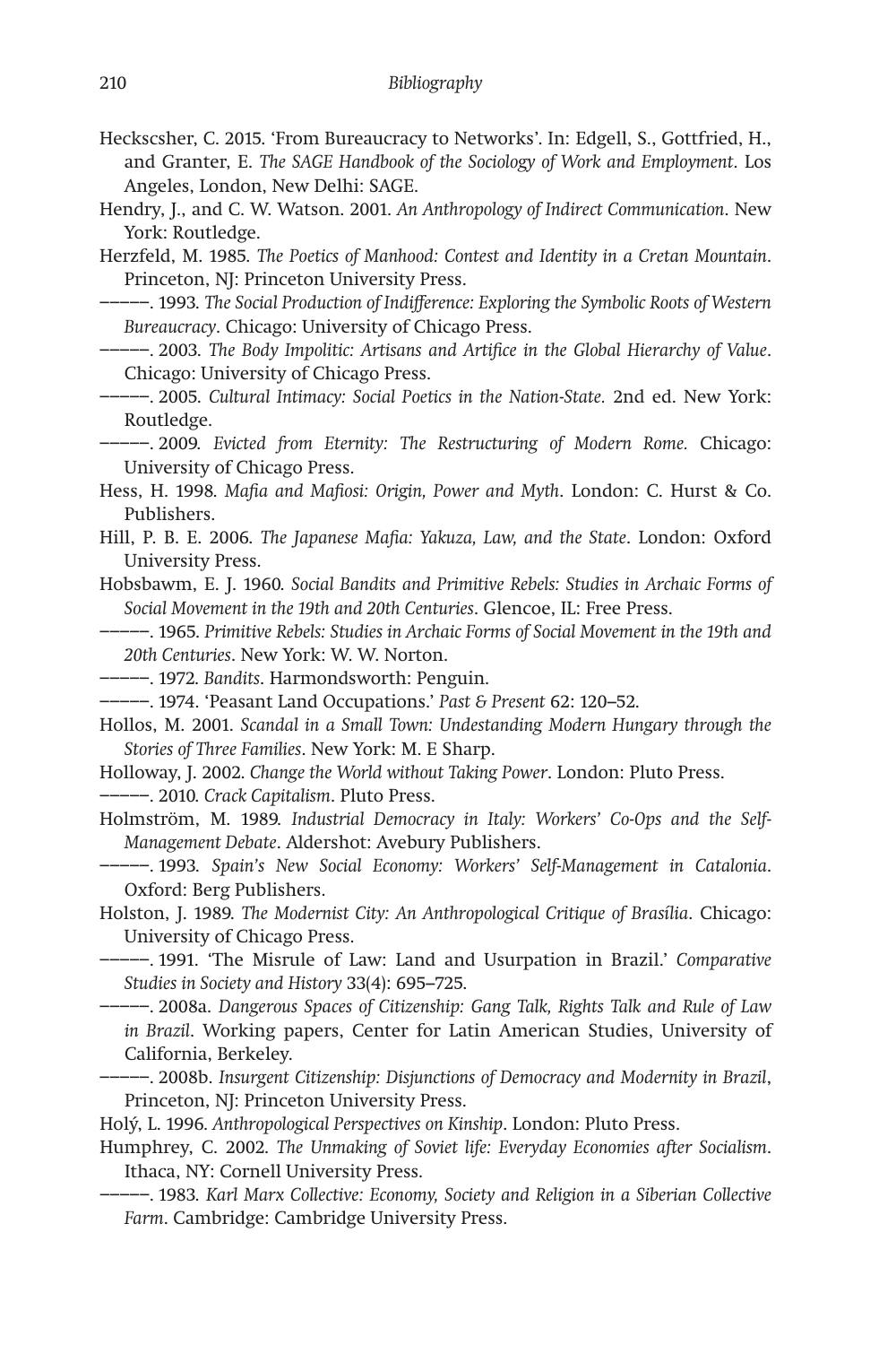Heckscsher, C. 2015. 'From Bureaucracy to Networks'. In: Edgell, S., Gottfried, H., and Granter, E. *The SAGE Handbook of the Sociology of Work and Employment*. Los Angeles, London, New Delhi: SAGE.

Hendry, J., and C. W. Watson. 2001. *An Anthropology of Indirect Communication*. New York: Routledge.

Herzfeld, M. 1985. *The Poetics of Manhood: Contest and Identity in a Cretan Mountain*. Princeton, NJ: Princeton University Press.

———. 1993. *The Social Production of Indifference: Exploring the Symbolic Roots of Western Bureaucracy*. Chicago: University of Chicago Press.

———. 2003. *The Body Impolitic: Artisans and Artifice in the Global Hierarchy of Value*. Chicago: University of Chicago Press.

———. 2005. *Cultural Intimacy: Social Poetics in the Nation-State.* 2nd ed. New York: Routledge.

———. 2009. *Evicted from Eternity: The Restructuring of Modern Rome.* Chicago: University of Chicago Press.

Hess, H. 1998. *Mafia and Mafiosi: Origin, Power and Myth*. London: C. Hurst & Co. Publishers.

Hill, P. B. E. 2006. *The Japanese Mafia: Yakuza, Law, and the State*. London: Oxford University Press.

Hobsbawm, E. J. 1960. *Social Bandits and Primitive Rebels: Studies in Archaic Forms of Social Movement in the 19th and 20th Centuries*. Glencoe, IL: Free Press.

———. 1965. *Primitive Rebels: Studies in Archaic Forms of Social Movement in the 19th and 20th Centuries*. New York: W. W. Norton.

———. 1972. *Bandits*. Harmondsworth: Penguin.

———. 1974. 'Peasant Land Occupations.' *Past & Present* 62: 120–52.

Hollos, M. 2001. *Scandal in a Small Town: Undestanding Modern Hungary through the Stories of Three Families*. New York: M. E Sharp.

Holloway, J. 2002. *Change the World without Taking Power*. London: Pluto Press.

———. 2010. *Crack Capitalism*. Pluto Press.

Holmström, M. 1989. *Industrial Democracy in Italy: Workers' Co-Ops and the Self-Management Debate*. Aldershot: Avebury Publishers.

———. 1993. *Spain's New Social Economy: Workers' Self-Management in Catalonia*. Oxford: Berg Publishers.

Holston, J. 1989. *The Modernist City: An Anthropological Critique of Brasília*. Chicago: University of Chicago Press.

———. 1991. 'The Misrule of Law: Land and Usurpation in Brazil.' *Comparative Studies in Society and History* 33(4): 695–725.

———. 2008a. *Dangerous Spaces of Citizenship: Gang Talk, Rights Talk and Rule of Law in Brazil*. Working papers, Center for Latin American Studies, University of California, Berkeley.

———. 2008b. *Insurgent Citizenship: Disjunctions of Democracy and Modernity in Brazil*, Princeton, NJ: Princeton University Press.

Holý, L. 1996. *Anthropological Perspectives on Kinship*. London: Pluto Press.

Humphrey, C. 2002. *The Unmaking of Soviet life: Everyday Economies after Socialism*. Ithaca, NY: Cornell University Press.

———. 1983. *Karl Marx Collective: Economy, Society and Religion in a Siberian Collective Farm*. Cambridge: Cambridge University Press.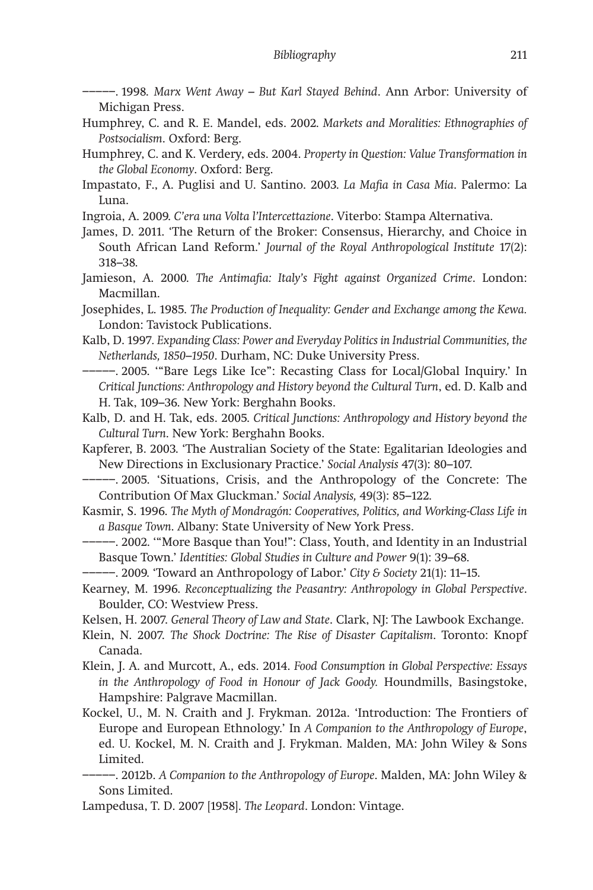―――――. 1998. *Marx Went Away – But Karl Stayed Behind*. Ann Arbor: University of Michigan Press.

Humphrey, C. and R. E. Mandel, eds. 2002. *Markets and Moralities: Ethnographies of Postsocialism*. Oxford: Berg.

Humphrey, C. and K. Verdery, eds. 2004. *Property in Question: Value Transformation in the Global Economy*. Oxford: Berg.

Impastato, F., A. Puglisi and U. Santino. 2003. *La Mafia in Casa Mia*. Palermo: La Luna.

Ingroia, A. 2009. *C'era una Volta l'Intercettazione*. Viterbo: Stampa Alternativa.

James, D. 2011. 'The Return of the Broker: Consensus, Hierarchy, and Choice in South African Land Reform.' *Journal of the Royal Anthropological Institute* 17(2): 318–38.

Jamieson, A. 2000. *The Antimafia: Italy's Fight against Organized Crime*. London: Macmillan.

Josephides, L. 1985. *The Production of Inequality: Gender and Exchange among the Kewa.* London: Tavistock Publications.

Kalb, D. 1997. *Expanding Class: Power and Everyday Politics in Industrial Communities, the Netherlands, 1850–1950*. Durham, NC: Duke University Press.

―――――. 2005. '"Bare Legs Like Ice": Recasting Class for Local/Global Inquiry.' In *Critical Junctions: Anthropology and History beyond the Cultural Turn*, ed. D. Kalb and H. Tak, 109–36. New York: Berghahn Books.

Kalb, D. and H. Tak, eds. 2005. *Critical Junctions: Anthropology and History beyond the Cultural Turn*. New York: Berghahn Books.

Kapferer, B. 2003. 'The Australian Society of the State: Egalitarian Ideologies and New Directions in Exclusionary Practice.' *Social Analysis* 47(3): 80–107.

―――――. 2005. 'Situations, Crisis, and the Anthropology of the Concrete: The Contribution Of Max Gluckman.' *Social Analysis,* 49(3): 85–122.

Kasmir, S. 1996. *The Myth of Mondragón: Cooperatives, Politics, and Working-Class Life in a Basque Town*. Albany: State University of New York Press.

―――――. 2002. '"More Basque than You!": Class, Youth, and Identity in an Industrial Basque Town.' *Identities: Global Studies in Culture and Power* 9(1): 39–68.

―――――. 2009. 'Toward an Anthropology of Labor.' *City & Society* 21(1): 11–15.

Kearney, M. 1996. *Reconceptualizing the Peasantry: Anthropology in Global Perspective*. Boulder, CO: Westview Press.

Kelsen, H. 2007. *General Theory of Law and State*. Clark, NJ: The Lawbook Exchange.

Klein, N. 2007. *The Shock Doctrine: The Rise of Disaster Capitalism*. Toronto: Knopf Canada.

Klein, J. A. and Murcott, A., eds. 2014. *Food Consumption in Global Perspective: Essays in the Anthropology of Food in Honour of Jack Goody.* Houndmills, Basingstoke, Hampshire: Palgrave Macmillan.

Kockel, U., M. N. Craith and J. Frykman. 2012a. 'Introduction: The Frontiers of Europe and European Ethnology.' In *A Companion to the Anthropology of Europe*, ed. U. Kockel, M. N. Craith and J. Frykman. Malden, MA: John Wiley & Sons Limited.

―――――. 2012b. *A Companion to the Anthropology of Europe*. Malden, MA: John Wiley & Sons Limited.

Lampedusa, T. D. 2007 [1958]. *The Leopard*. London: Vintage.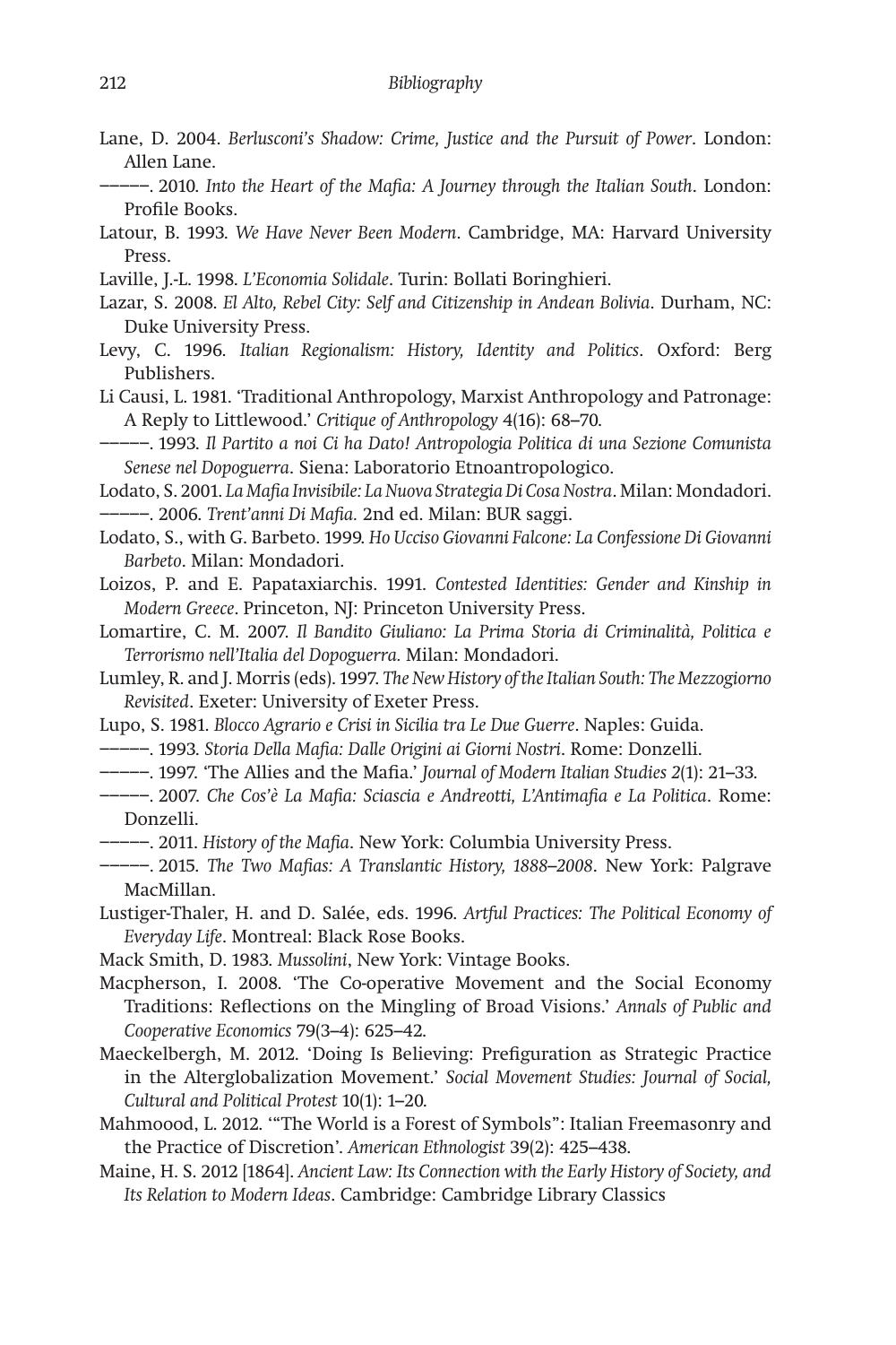Lane, D. 2004. *Berlusconi's Shadow: Crime, Justice and the Pursuit of Power*. London: Allen Lane.

———. 2010. *Into the Heart of the Mafia: A Journey through the Italian South*. London: Profile Books.

Latour, B. 1993. *We Have Never Been Modern*. Cambridge, MA: Harvard University Press.

Laville, J.-L. 1998. *L'Economia Solidale*. Turin: Bollati Boringhieri.

Lazar, S. 2008. *El Alto, Rebel City: Self and Citizenship in Andean Bolivia*. Durham, NC: Duke University Press.

Levy, C. 1996. *Italian Regionalism: History, Identity and Politics*. Oxford: Berg Publishers.

Li Causi, L. 1981. 'Traditional Anthropology, Marxist Anthropology and Patronage: A Reply to Littlewood.' *Critique of Anthropology* 4(16): 68–70.

———. 1993. *Il Partito a noi Ci ha Dato! Antropologia Politica di una Sezione Comunista Senese nel Dopoguerra*. Siena: Laboratorio Etnoantropologico.

Lodato, S. 2001. *La Mafia Invisibile: La Nuova Strategia Di Cosa Nostra*. Milan: Mondadori.

———. 2006. *Trent'anni Di Mafia.* 2nd ed. Milan: BUR saggi.

Lodato, S., with G. Barbeto. 1999. *Ho Ucciso Giovanni Falcone: La Confessione Di Giovanni Barbeto*. Milan: Mondadori.

Loizos, P. and E. Papataxiarchis. 1991. *Contested Identities: Gender and Kinship in Modern Greece*. Princeton, NJ: Princeton University Press.

Lomartire, C. M. 2007. *Il Bandito Giuliano: La Prima Storia di Criminalità, Politica e Terrorismo nell'Italia del Dopoguerra.* Milan: Mondadori.

Lumley, R. and J. Morris (eds). 1997. *The New History of the Italian South: The Mezzogiorno Revisited*. Exeter: University of Exeter Press.

Lupo, S. 1981. *Blocco Agrario e Crisi in Sicilia tra Le Due Guerre*. Naples: Guida.

———. 1993. *Storia Della Mafia: Dalle Origini ai Giorni Nostri*. Rome: Donzelli.

———. 1997. 'The Allies and the Mafia.' *Journal of Modern Italian Studies 2*(1): 21–33.

———. 2007. *Che Cos'è La Mafia: Sciascia e Andreotti, L'Antimafia e La Politica*. Rome: Donzelli.

———. 2011. *History of the Mafia*. New York: Columbia University Press.

———. 2015. *The Two Mafias: A Translantic History, 1888–2008*. New York: Palgrave MacMillan.

Lustiger-Thaler, H. and D. Salée, eds. 1996. *Artful Practices: The Political Economy of Everyday Life*. Montreal: Black Rose Books.

Mack Smith, D. 1983. *Mussolini*, New York: Vintage Books.

Macpherson, I. 2008. 'The Co-operative Movement and the Social Economy Traditions: Reflections on the Mingling of Broad Visions.' *Annals of Public and Cooperative Economics* 79(3–4): 625–42.

Maeckelbergh, M. 2012. 'Doing Is Believing: Prefiguration as Strategic Practice in the Alterglobalization Movement.' *Social Movement Studies: Journal of Social, Cultural and Political Protest* 10(1): 1–20.

Mahmoood, L. 2012. '"The World is a Forest of Symbols": Italian Freemasonry and the Practice of Discretion'. *American Ethnologist* 39(2): 425–438.

Maine, H. S. 2012 [1864]. *Ancient Law: Its Connection with the Early History of Society, and Its Relation to Modern Ideas*. Cambridge: Cambridge Library Classics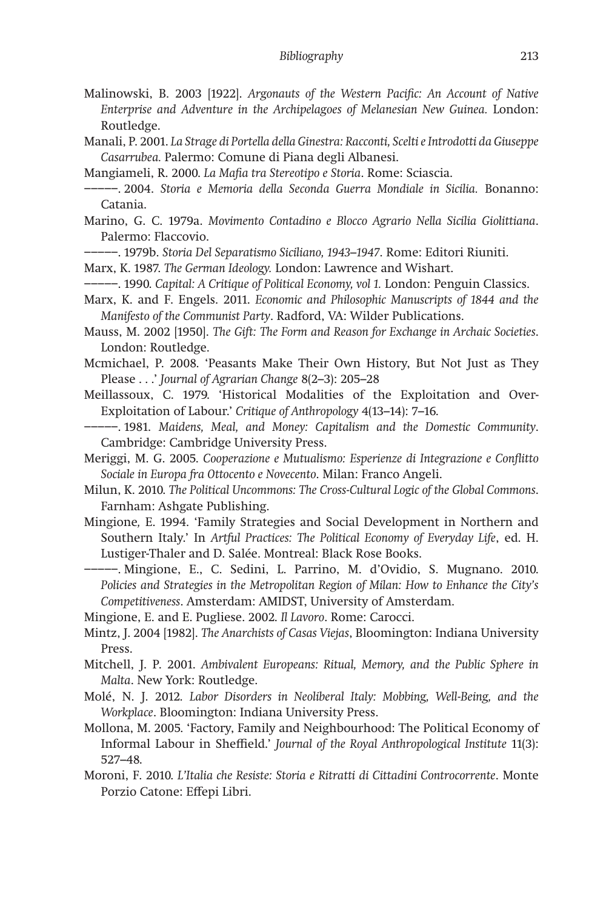Malinowski, B. 2003 [1922]. *Argonauts of the Western Pacific: An Account of Native Enterprise and Adventure in the Archipelagoes of Melanesian New Guinea*. London: Routledge.

Manali, P. 2001. *La Strage di Portella della Ginestra: Racconti, Scelti e Introdotti da Giuseppe Casarrubea.* Palermo: Comune di Piana degli Albanesi.

Mangiameli, R. 2000. *La Mafia tra Stereotipo e Storia*. Rome: Sciascia.

———. 2004. *Storia e Memoria della Seconda Guerra Mondiale in Sicilia.* Bonanno: Catania.

Marino, G. C. 1979a. *Movimento Contadino e Blocco Agrario Nella Sicilia Giolittiana*. Palermo: Flaccovio.

———. 1979b. *Storia Del Separatismo Siciliano, 1943–1947*. Rome: Editori Riuniti.

Marx, K. 1987. *The German Ideology.* London: Lawrence and Wishart.

———. 1990. *Capital: A Critique of Political Economy, vol 1.* London: Penguin Classics.

Marx, K. and F. Engels. 2011. *Economic and Philosophic Manuscripts of 1844 and the Manifesto of the Communist Party*. Radford, VA: Wilder Publications.

Mauss, M. 2002 [1950]. *The Gift: The Form and Reason for Exchange in Archaic Societies*. London: Routledge.

Mcmichael, P. 2008. 'Peasants Make Their Own History, But Not Just as They Please . . .' *Journal of Agrarian Change* 8(2–3): 205–28

Meillassoux, C. 1979. 'Historical Modalities of the Exploitation and Over-Exploitation of Labour.' *Critique of Anthropology* 4(13–14): 7–16.

———. 1981. *Maidens, Meal, and Money: Capitalism and the Domestic Community*. Cambridge: Cambridge University Press.

Meriggi, M. G. 2005. *Cooperazione e Mutualismo: Esperienze di Integrazione e Conflitto Sociale in Europa fra Ottocento e Novecento*. Milan: Franco Angeli.

Milun, K. 2010. *The Political Uncommons: The Cross-Cultural Logic of the Global Commons*. Farnham: Ashgate Publishing.

Mingione, E. 1994. 'Family Strategies and Social Development in Northern and Southern Italy.' In *Artful Practices: The Political Economy of Everyday Life*, ed. H. Lustiger-Thaler and D. Salée. Montreal: Black Rose Books.

———. Mingione, E., C. Sedini, L. Parrino, M. d'Ovidio, S. Mugnano. 2010. *Policies and Strategies in the Metropolitan Region of Milan: How to Enhance the City's Competitiveness*. Amsterdam: AMIDST, University of Amsterdam.

Mingione, E. and E. Pugliese. 2002. *Il Lavoro*. Rome: Carocci.

Mintz, J. 2004 [1982]. *The Anarchists of Casas Viejas*, Bloomington: Indiana University Press.

Mitchell, J. P. 2001. *Ambivalent Europeans: Ritual, Memory, and the Public Sphere in Malta*. New York: Routledge.

Molé, N. J. 2012. *Labor Disorders in Neoliberal Italy: Mobbing, Well-Being, and the Workplace*. Bloomington: Indiana University Press.

Mollona, M. 2005. 'Factory, Family and Neighbourhood: The Political Economy of Informal Labour in Sheffield.' *Journal of the Royal Anthropological Institute* 11(3): 527–48.

Moroni, F. 2010. *L'Italia che Resiste: Storia e Ritratti di Cittadini Controcorrente*. Monte Porzio Catone: Effepi Libri.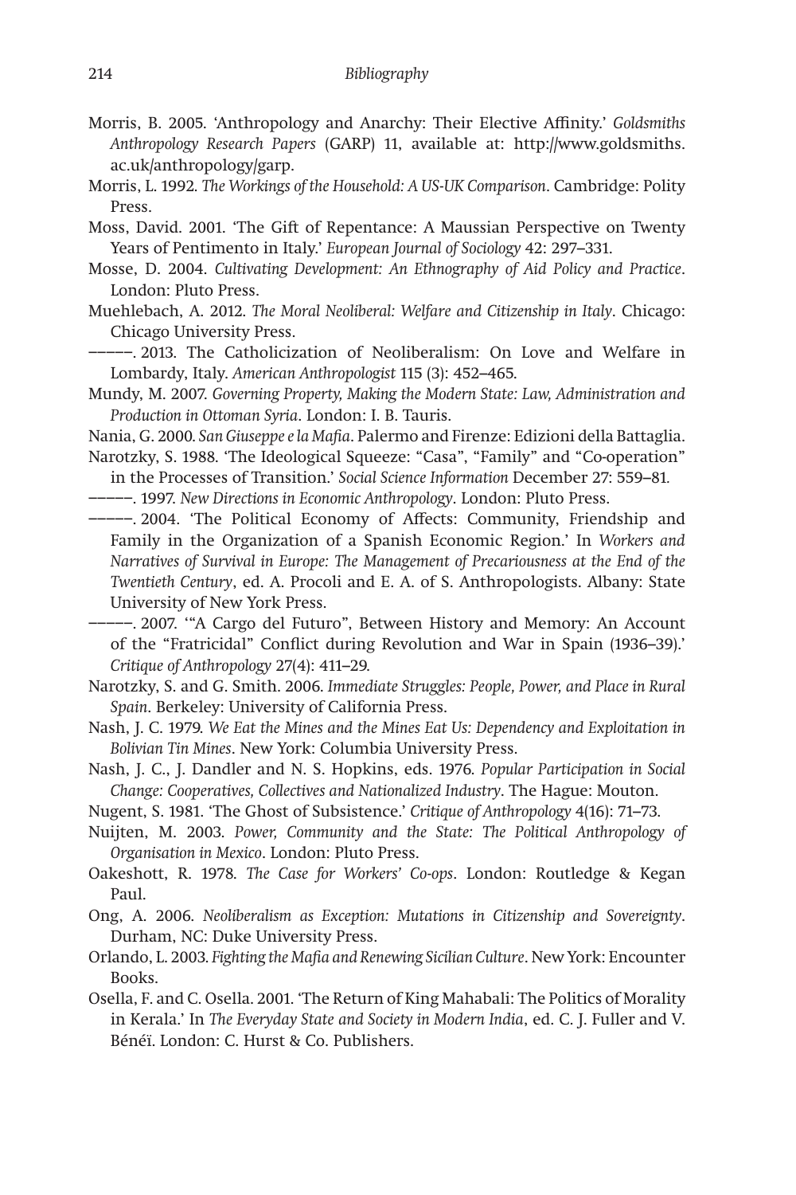Morris, B. 2005. 'Anthropology and Anarchy: Their Elective Affinity.' *Goldsmiths Anthropology Research Papers* (GARP) 11, available at: http://www.goldsmiths.ac.uk/anthropology/garp.

Morris, L. 1992. *The Workings of the Household: A US-UK Comparison*. Cambridge: Polity Press.

Moss, David. 2001. 'The Gift of Repentance: A Maussian Perspective on Twenty Years of Pentimento in Italy.' *European Journal of Sociology* 42: 297–331.

Mosse, D. 2004. *Cultivating Development: An Ethnography of Aid Policy and Practice*. London: Pluto Press.

Muehlebach, A. 2012. *The Moral Neoliberal: Welfare and Citizenship in Italy*. Chicago: Chicago University Press.

———. 2013. The Catholicization of Neoliberalism: On Love and Welfare in Lombardy, Italy. *American Anthropologist* 115 (3): 452–465.

Mundy, M. 2007. *Governing Property, Making the Modern State: Law, Administration and Production in Ottoman Syria*. London: I. B. Tauris.

Nania, G. 2000. *San Giuseppe e la Mafia*. Palermo and Firenze: Edizioni della Battaglia.

Narotzky, S. 1988. 'The Ideological Squeeze: "Casa", "Family" and "Co-operation" in the Processes of Transition.' *Social Science Information* December 27: 559–81.

———. 1997. *New Directions in Economic Anthropology*. London: Pluto Press.

———. 2004. 'The Political Economy of Affects: Community, Friendship and Family in the Organization of a Spanish Economic Region.' In *Workers and Narratives of Survival in Europe: The Management of Precariousness at the End of the Twentieth Century*, ed. A. Procoli and E. A. of S. Anthropologists. Albany: State University of New York Press.

———. 2007. '"A Cargo del Futuro", Between History and Memory: An Account of the "Fratricidal" Conflict during Revolution and War in Spain (1936–39).' *Critique of Anthropology* 27(4): 411–29.

Narotzky, S. and G. Smith. 2006. *Immediate Struggles: People, Power, and Place in Rural Spain*. Berkeley: University of California Press.

Nash, J. C. 1979. *We Eat the Mines and the Mines Eat Us: Dependency and Exploitation in Bolivian Tin Mines*. New York: Columbia University Press.

Nash, J. C., J. Dandler and N. S. Hopkins, eds. 1976. *Popular Participation in Social Change: Cooperatives, Collectives and Nationalized Industry*. The Hague: Mouton.

Nugent, S. 1981. 'The Ghost of Subsistence.' *Critique of Anthropology* 4(16): 71–73.

Nuijten, M. 2003. *Power, Community and the State: The Political Anthropology of Organisation in Mexico*. London: Pluto Press.

Oakeshott, R. 1978. *The Case for Workers' Co-ops*. London: Routledge & Kegan Paul.

Ong, A. 2006. *Neoliberalism as Exception: Mutations in Citizenship and Sovereignty*. Durham, NC: Duke University Press.

Orlando, L. 2003. *Fighting the Mafia and Renewing Sicilian Culture*. New York: Encounter Books.

Osella, F. and C. Osella. 2001. 'The Return of King Mahabali: The Politics of Morality in Kerala.' In *The Everyday State and Society in Modern India*, ed. C. J. Fuller and V. Bénéï. London: C. Hurst & Co. Publishers.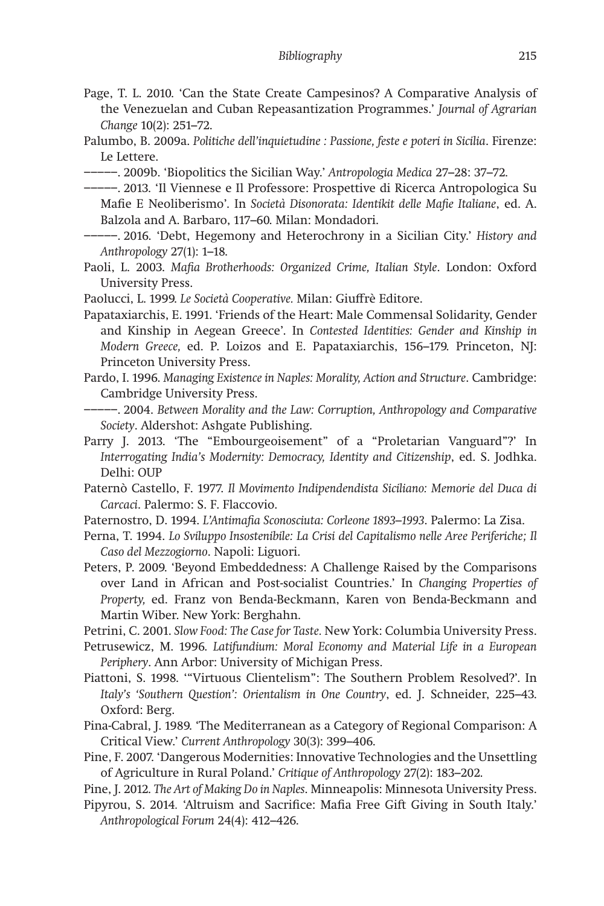Page, T. L. 2010. 'Can the State Create Campesinos? A Comparative Analysis of the Venezuelan and Cuban Repeasantization Programmes.' *Journal of Agrarian Change* 10(2): 251–72.

Palumbo, B. 2009a. *Politiche dell'inquietudine : Passione, feste e poteri in Sicilia*. Firenze: Le Lettere.

———. 2009b. 'Biopolitics the Sicilian Way.' *Antropologia Medica* 27–28: 37–72.

———. 2013. 'Il Viennese e Il Professore: Prospettive di Ricerca Antropologica Su Mafie E Neoliberismo'. In *Società Disonorata: Identikit delle Mafie Italiane*, ed. A. Balzola and A. Barbaro, 117–60. Milan: Mondadori.

———. 2016. 'Debt, Hegemony and Heterochrony in a Sicilian City.' *History and Anthropology* 27(1): 1–18.

Paoli, L. 2003. *Mafia Brotherhoods: Organized Crime, Italian Style*. London: Oxford University Press.

Paolucci, L. 1999. *Le Società Cooperative.* Milan: Giuffrè Editore.

Papataxiarchis, E. 1991. 'Friends of the Heart: Male Commensal Solidarity, Gender and Kinship in Aegean Greece'. In *Contested Identities: Gender and Kinship in Modern Greece,* ed. P. Loizos and E. Papataxiarchis, 156–179. Princeton, NJ: Princeton University Press.

Pardo, I. 1996. *Managing Existence in Naples: Morality, Action and Structure*. Cambridge: Cambridge University Press.

———. 2004. *Between Morality and the Law: Corruption, Anthropology and Comparative Society*. Aldershot: Ashgate Publishing.

Parry J. 2013. 'The "Embourgeoisement" of a "Proletarian Vanguard"?' In *Interrogating India's Modernity: Democracy, Identity and Citizenship*, ed. S. Jodhka. Delhi: OUP

Paternò Castello, F. 1977. *Il Movimento Indipendendista Siciliano: Memorie del Duca di Carcaci*. Palermo: S. F. Flaccovio.

Paternostro, D. 1994. *L'Antimafia Sconosciuta: Corleone 1893–1993*. Palermo: La Zisa.

Perna, T. 1994. *Lo Sviluppo Insostenibile: La Crisi del Capitalismo nelle Aree Periferiche; Il Caso del Mezzogiorno*. Napoli: Liguori.

Peters, P. 2009. 'Beyond Embeddedness: A Challenge Raised by the Comparisons over Land in African and Post-socialist Countries.' In *Changing Properties of Property,* ed. Franz von Benda-Beckmann, Karen von Benda-Beckmann and Martin Wiber. New York: Berghahn.

Petrini, C. 2001. *Slow Food: The Case for Taste.* New York: Columbia University Press.

Petrusewicz, M. 1996. *Latifundium: Moral Economy and Material Life in a European Periphery*. Ann Arbor: University of Michigan Press.

Piattoni, S. 1998. '"Virtuous Clientelism": The Southern Problem Resolved?'. In *Italy's 'Southern Question': Orientalism in One Country*, ed. J. Schneider, 225–43. Oxford: Berg.

Pina-Cabral, J. 1989. 'The Mediterranean as a Category of Regional Comparison: A Critical View.' *Current Anthropology* 30(3): 399–406.

Pine, F. 2007. 'Dangerous Modernities: Innovative Technologies and the Unsettling of Agriculture in Rural Poland.' *Critique of Anthropology* 27(2): 183–202.

Pine, J. 2012. *The Art of Making Do in Naples*. Minneapolis: Minnesota University Press.

Pipyrou, S. 2014. 'Altruism and Sacrifice: Mafia Free Gift Giving in South Italy.' *Anthropological Forum* 24(4): 412–426.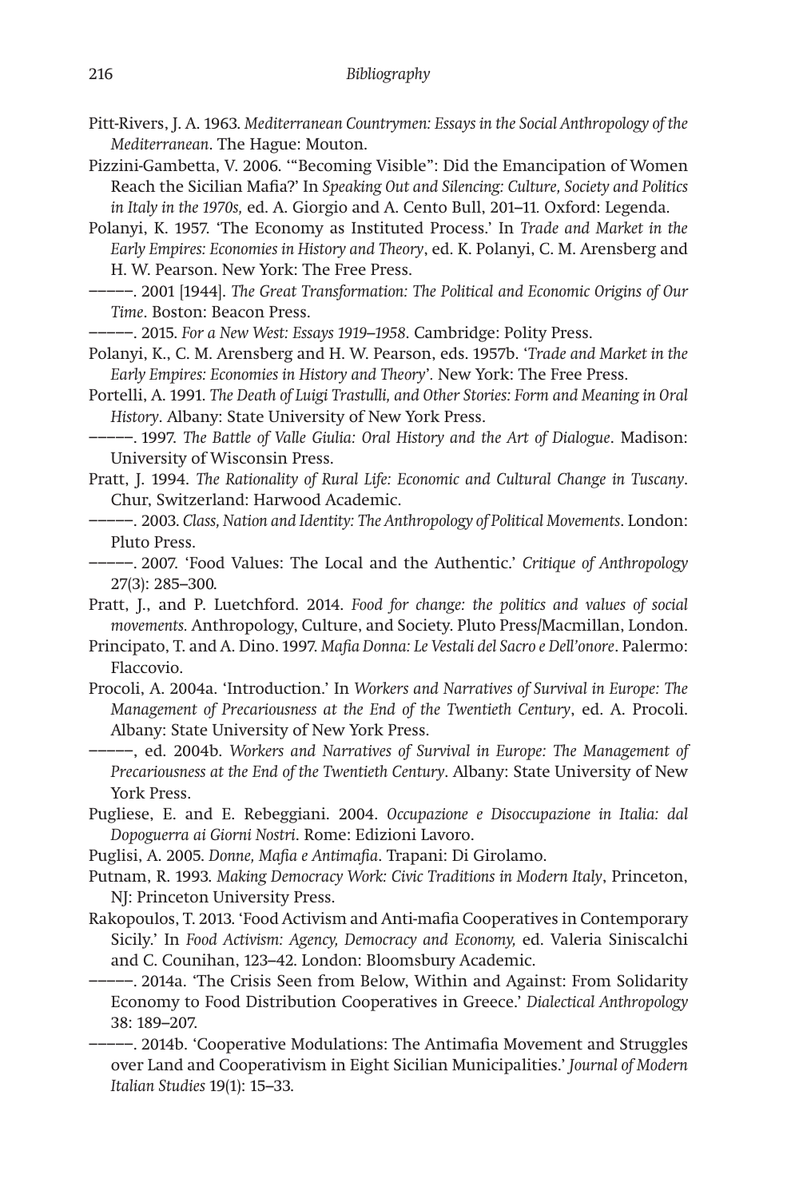Pitt-Rivers, J. A. 1963. *Mediterranean Countrymen: Essays in the Social Anthropology of the Mediterranean*. The Hague: Mouton.

Pizzini-Gambetta, V. 2006. '"Becoming Visible": Did the Emancipation of Women Reach the Sicilian Mafia?' In *Speaking Out and Silencing: Culture, Society and Politics in Italy in the 1970s,* ed. A. Giorgio and A. Cento Bull, 201–11. Oxford: Legenda.

Polanyi, K. 1957. 'The Economy as Instituted Process.' In *Trade and Market in the Early Empires: Economies in History and Theory*, ed. K. Polanyi, C. M. Arensberg and H. W. Pearson. New York: The Free Press.

———. 2001 [1944]. *The Great Transformation: The Political and Economic Origins of Our Time*. Boston: Beacon Press.

———. 2015. *For a New West: Essays 1919–1958*. Cambridge: Polity Press.

Polanyi, K., C. M. Arensberg and H. W. Pearson, eds. 1957b. '*Trade and Market in the Early Empires: Economies in History and Theory*'. New York: The Free Press.

Portelli, A. 1991. *The Death of Luigi Trastulli, and Other Stories: Form and Meaning in Oral History*. Albany: State University of New York Press.

———. 1997. *The Battle of Valle Giulia: Oral History and the Art of Dialogue*. Madison: University of Wisconsin Press.

Pratt, J. 1994. *The Rationality of Rural Life: Economic and Cultural Change in Tuscany*. Chur, Switzerland: Harwood Academic.

———. 2003. *Class, Nation and Identity: The Anthropology of Political Movements*. London: Pluto Press.

———. 2007. 'Food Values: The Local and the Authentic.' *Critique of Anthropology* 27(3): 285–300.

Pratt, J., and P. Luetchford. 2014. *Food for change: the politics and values of social movements.* Anthropology, Culture, and Society. Pluto Press/Macmillan, London.

Principato, T. and A. Dino. 1997. *Mafia Donna: Le Vestali del Sacro e Dell'onore*. Palermo: Flaccovio.

Procoli, A. 2004a. 'Introduction.' In *Workers and Narratives of Survival in Europe: The Management of Precariousness at the End of the Twentieth Century*, ed. A. Procoli. Albany: State University of New York Press.

———, ed. 2004b. *Workers and Narratives of Survival in Europe: The Management of Precariousness at the End of the Twentieth Century*. Albany: State University of New York Press.

Pugliese, E. and E. Rebeggiani. 2004. *Occupazione e Disoccupazione in Italia: dal Dopoguerra ai Giorni Nostri*. Rome: Edizioni Lavoro.

Puglisi, A. 2005. *Donne, Mafia e Antimafia*. Trapani: Di Girolamo.

Putnam, R. 1993. *Making Democracy Work: Civic Traditions in Modern Italy*, Princeton, NJ: Princeton University Press.

Rakopoulos, T. 2013. 'Food Activism and Anti-mafia Cooperatives in Contemporary Sicily.' In *Food Activism: Agency, Democracy and Economy,* ed. Valeria Siniscalchi and C. Counihan, 123–42. London: Bloomsbury Academic.

———. 2014a. 'The Crisis Seen from Below, Within and Against: From Solidarity Economy to Food Distribution Cooperatives in Greece.' *Dialectical Anthropology* 38: 189–207.

———. 2014b. 'Cooperative Modulations: The Antimafia Movement and Struggles over Land and Cooperativism in Eight Sicilian Municipalities.' *Journal of Modern Italian Studies* 19(1): 15–33.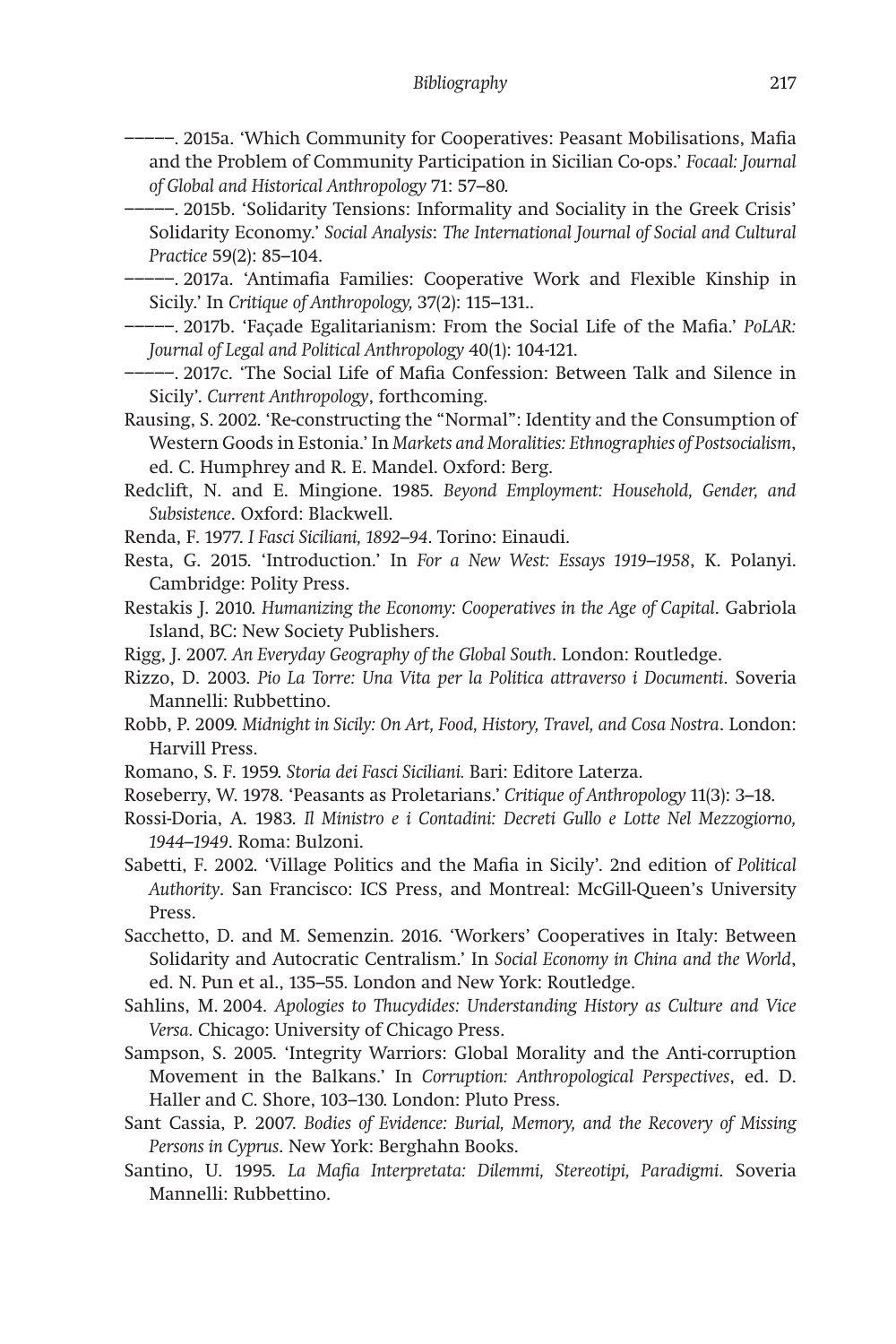–––––. 2015a. 'Which Community for Cooperatives: Peasant Mobilisations, Mafia and the Problem of Community Participation in Sicilian Co-ops.' *Focaal: Journal of Global and Historical Anthropology* 71: 57–80.

–––––. 2015b. 'Solidarity Tensions: Informality and Sociality in the Greek Crisis' Solidarity Economy.' *Social Analysis*: *The International Journal of Social and Cultural Practice* 59(2): 85–104.

–––––. 2017a. 'Antimafia Families: Cooperative Work and Flexible Kinship in Sicily.' In *Critique of Anthropology,* 37(2): 115–131..

–––––. 2017b. 'Façade Egalitarianism: From the Social Life of the Mafia.' *PoLAR: Journal of Legal and Political Anthropology* 40(1): 104-121.

–––––. 2017c. 'The Social Life of Mafia Confession: Between Talk and Silence in Sicily'. *Current Anthropology*, forthcoming.

Rausing, S. 2002. 'Re-constructing the "Normal": Identity and the Consumption of Western Goods in Estonia.' In *Markets and Moralities: Ethnographies of Postsocialism*, ed. C. Humphrey and R. E. Mandel. Oxford: Berg.

Redclift, N. and E. Mingione. 1985. *Beyond Employment: Household, Gender, and Subsistence*. Oxford: Blackwell.

Renda, F. 1977. *I Fasci Siciliani, 1892–94*. Torino: Einaudi.

Resta, G. 2015. 'Introduction.' In *For a New West: Essays 1919–1958*, K. Polanyi. Cambridge: Polity Press.

Restakis J. 2010. *Humanizing the Economy: Cooperatives in the Age of Capital*. Gabriola Island, BC: New Society Publishers.

Rigg, J. 2007. *An Everyday Geography of the Global South*. London: Routledge.

Rizzo, D. 2003. *Pio La Torre: Una Vita per la Politica attraverso i Documenti*. Soveria Mannelli: Rubbettino.

Robb, P. 2009. *Midnight in Sicily: On Art, Food, History, Travel, and Cosa Nostra*. London: Harvill Press.

Romano, S. F. 1959. *Storia dei Fasci Siciliani.* Bari: Editore Laterza.

Roseberry, W. 1978. 'Peasants as Proletarians.' *Critique of Anthropology* 11(3): 3–18.

Rossi-Doria, A. 1983. *Il Ministro e i Contadini: Decreti Gullo e Lotte Nel Mezzogiorno, 1944–1949*. Roma: Bulzoni.

Sabetti, F. 2002. 'Village Politics and the Mafia in Sicily'. 2nd edition of *Political Authority*. San Francisco: ICS Press, and Montreal: McGill-Queen's University Press.

Sacchetto, D. and M. Semenzin. 2016. 'Workers' Cooperatives in Italy: Between Solidarity and Autocratic Centralism.' In *Social Economy in China and the World*, ed. N. Pun et al., 135–55. London and New York: Routledge.

Sahlins, M. 2004. *Apologies to Thucydides: Understanding History as Culture and Vice Versa.* Chicago: University of Chicago Press.

Sampson, S. 2005. 'Integrity Warriors: Global Morality and the Anti-corruption Movement in the Balkans.' In *Corruption: Anthropological Perspectives*, ed. D. Haller and C. Shore, 103–130. London: Pluto Press.

Sant Cassia, P. 2007. *Bodies of Evidence: Burial, Memory, and the Recovery of Missing Persons in Cyprus*. New York: Berghahn Books.

Santino, U. 1995. *La Mafia Interpretata: Dilemmi, Stereotipi, Paradigmi.* Soveria Mannelli: Rubbettino.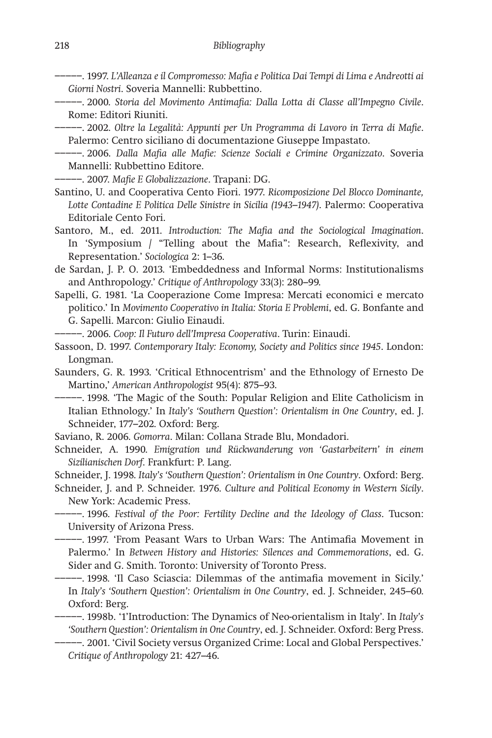———. 1997. *L'Alleanza e il Compromesso: Mafia e Politica Dai Tempi di Lima e Andreotti ai Giorni Nostri*. Soveria Mannelli: Rubbettino.

———. 2000. *Storia del Movimento Antimafia: Dalla Lotta di Classe all'Impegno Civile*. Rome: Editori Riuniti.

———. 2002. *Oltre la Legalità: Appunti per Un Programma di Lavoro in Terra di Mafie*. Palermo: Centro siciliano di documentazione Giuseppe Impastato.

———. 2006. *Dalla Mafia alle Mafie: Scienze Sociali e Crimine Organizzato*. Soveria Mannelli: Rubbettino Editore.

———. 2007. *Mafie E Globalizzazione*. Trapani: DG.

Santino, U. and Cooperativa Cento Fiori. 1977. *Ricomposizione Del Blocco Dominante, Lotte Contadine E Politica Delle Sinistre in Sicilia (1943–1947)*. Palermo: Cooperativa Editoriale Cento Fori.

Santoro, M., ed. 2011. *Introduction: The Mafia and the Sociological Imagination*. In 'Symposium / "Telling about the Mafia": Research, Reflexivity, and Representation.' *Sociologica* 2: 1–36.

de Sardan, J. P. O. 2013. 'Embeddedness and Informal Norms: Institutionalisms and Anthropology.' *Critique of Anthropology* 33(3): 280–99.

Sapelli, G. 1981. 'La Cooperazione Come Impresa: Mercati economici e mercato politico.' In *Movimento Cooperativo in Italia: Storia E Problemi*, ed. G. Bonfante and G. Sapelli. Marcon: Giulio Einaudi.

———. 2006. *Coop: Il Futuro dell'Impresa Cooperativa*. Turin: Einaudi.

Sassoon, D. 1997. *Contemporary Italy: Economy, Society and Politics since 1945*. London: Longman.

Saunders, G. R. 1993. 'Critical Ethnocentrism' and the Ethnology of Ernesto De Martino,' *American Anthropologist* 95(4): 875–93.

———. 1998. 'The Magic of the South: Popular Religion and Elite Catholicism in Italian Ethnology.' In *Italy's 'Southern Question': Orientalism in One Country*, ed. J. Schneider, 177–202. Oxford: Berg.

Saviano, R. 2006. *Gomorra*. Milan: Collana Strade Blu, Mondadori.

Schneider, A. 1990. *Emigration und Rückwanderung von 'Gastarbeitern' in einem Sizilianischen Dorf*. Frankfurt: P. Lang.

Schneider, J. 1998. *Italy's 'Southern Question': Orientalism in One Country*. Oxford: Berg.

Schneider, J. and P. Schneider. 1976. *Culture and Political Economy in Western Sicily*. New York: Academic Press.

———. 1996. *Festival of the Poor: Fertility Decline and the Ideology of Class*. Tucson: University of Arizona Press.

———. 1997. 'From Peasant Wars to Urban Wars: The Antimafia Movement in Palermo.' In *Between History and Histories: Silences and Commemorations*, ed. G. Sider and G. Smith. Toronto: University of Toronto Press.

———. 1998. 'Il Caso Sciascia: Dilemmas of the antimafia movement in Sicily.' In *Italy's 'Southern Question': Orientalism in One Country*, ed. J. Schneider, 245–60. Oxford: Berg.

———. 1998b. '1'Introduction: The Dynamics of Neo-orientalism in Italy'. In *Italy's 'Southern Question': Orientalism in One Country*, ed. J. Schneider. Oxford: Berg Press.

———. 2001. 'Civil Society versus Organized Crime: Local and Global Perspectives.' *Critique of Anthropology* 21: 427–46.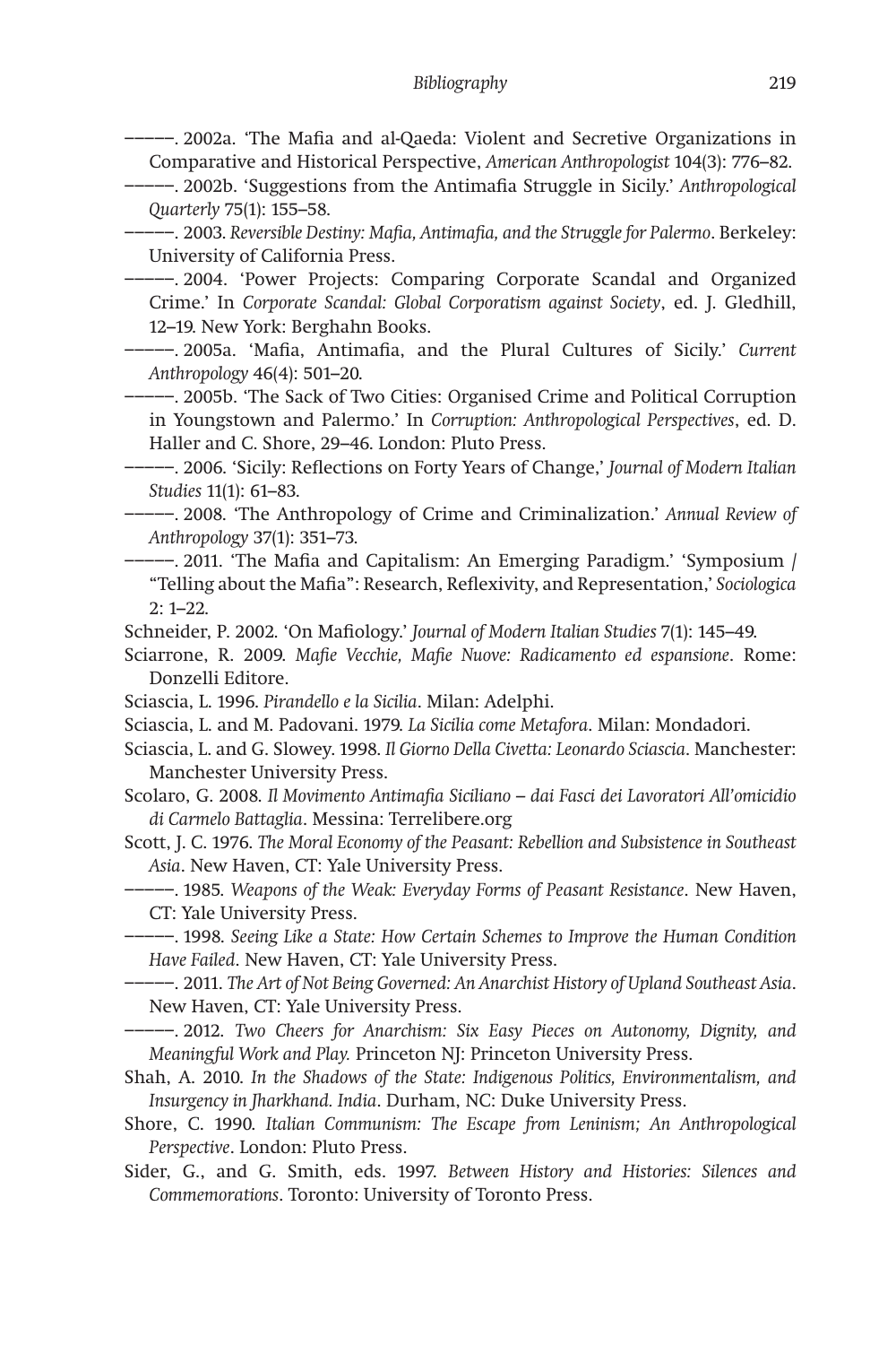———. 2002a. 'The Mafia and al-Qaeda: Violent and Secretive Organizations in Comparative and Historical Perspective, *American Anthropologist* 104(3): 776–82.

———. 2002b. 'Suggestions from the Antimafia Struggle in Sicily.' *Anthropological Quarterly* 75(1): 155–58.

———. 2003. *Reversible Destiny: Mafia, Antimafia, and the Struggle for Palermo*. Berkeley: University of California Press.

———. 2004. 'Power Projects: Comparing Corporate Scandal and Organized Crime.' In *Corporate Scandal: Global Corporatism against Society*, ed. J. Gledhill, 12–19. New York: Berghahn Books.

———. 2005a. 'Mafia, Antimafia, and the Plural Cultures of Sicily.' *Current Anthropology* 46(4): 501–20.

———. 2005b. 'The Sack of Two Cities: Organised Crime and Political Corruption in Youngstown and Palermo.' In *Corruption: Anthropological Perspectives*, ed. D. Haller and C. Shore, 29–46. London: Pluto Press.

———. 2006. 'Sicily: Reflections on Forty Years of Change,' *Journal of Modern Italian Studies* 11(1): 61–83.

———. 2008. 'The Anthropology of Crime and Criminalization.' *Annual Review of Anthropology* 37(1): 351–73.

———. 2011. 'The Mafia and Capitalism: An Emerging Paradigm.' 'Symposium / "Telling about the Mafia": Research, Reflexivity, and Representation,' *Sociologica* 2: 1–22.

Schneider, P. 2002. 'On Mafiology.' *Journal of Modern Italian Studies* 7(1): 145–49.

Sciarrone, R. 2009. *Mafie Vecchie, Mafie Nuove: Radicamento ed espansione*. Rome: Donzelli Editore.

Sciascia, L. 1996. *Pirandello e la Sicilia*. Milan: Adelphi.

Sciascia, L. and M. Padovani. 1979. *La Sicilia come Metafora*. Milan: Mondadori.

Sciascia, L. and G. Slowey. 1998. *Il Giorno Della Civetta: Leonardo Sciascia*. Manchester: Manchester University Press.

Scolaro, G. 2008. *Il Movimento Antimafia Siciliano – dai Fasci dei Lavoratori All'omicidio di Carmelo Battaglia*. Messina: Terrelibere.org

Scott, J. C. 1976. *The Moral Economy of the Peasant: Rebellion and Subsistence in Southeast Asia*. New Haven, CT: Yale University Press.

———. 1985. *Weapons of the Weak: Everyday Forms of Peasant Resistance*. New Haven, CT: Yale University Press.

———. 1998. *Seeing Like a State: How Certain Schemes to Improve the Human Condition Have Failed*. New Haven, CT: Yale University Press.

———. 2011. *The Art of Not Being Governed: An Anarchist History of Upland Southeast Asia*. New Haven, CT: Yale University Press.

———. 2012. *Two Cheers for Anarchism: Six Easy Pieces on Autonomy, Dignity, and Meaningful Work and Play.* Princeton NJ: Princeton University Press.

Shah, A. 2010. *In the Shadows of the State: Indigenous Politics, Environmentalism, and Insurgency in Jharkhand. India*. Durham, NC: Duke University Press.

Shore, C. 1990. *Italian Communism: The Escape from Leninism; An Anthropological Perspective*. London: Pluto Press.

Sider, G., and G. Smith, eds. 1997. *Between History and Histories: Silences and Commemorations*. Toronto: University of Toronto Press.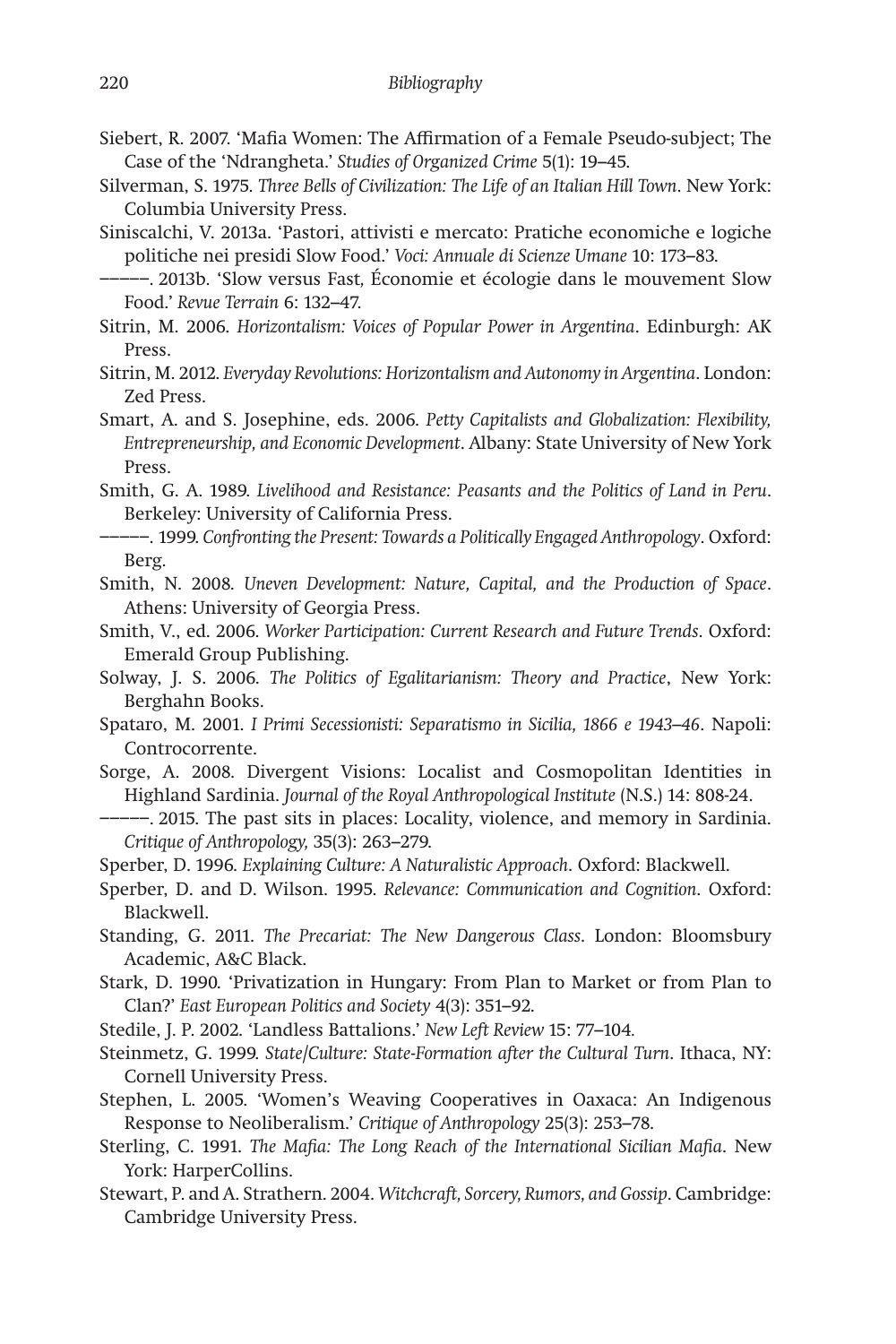Siebert, R. 2007. 'Mafia Women: The Affirmation of a Female Pseudo-subject; The Case of the 'Ndrangheta.' *Studies of Organized Crime* 5(1): 19–45.

Silverman, S. 1975. *Three Bells of Civilization: The Life of an Italian Hill Town*. New York: Columbia University Press.

Siniscalchi, V. 2013a. 'Pastori, attivisti e mercato: Pratiche economiche e logiche politiche nei presidi Slow Food.' *Voci: Annuale di Scienze Umane* 10: 173–83.

———. 2013b. 'Slow versus Fast, Économie et écologie dans le mouvement Slow Food.' *Revue Terrain* 6: 132–47.

Sitrin, M. 2006. *Horizontalism: Voices of Popular Power in Argentina*. Edinburgh: AK Press.

Sitrin, M. 2012. *Everyday Revolutions: Horizontalism and Autonomy in Argentina*. London: Zed Press.

Smart, A. and S. Josephine, eds. 2006. *Petty Capitalists and Globalization: Flexibility, Entrepreneurship, and Economic Development*. Albany: State University of New York Press.

Smith, G. A. 1989. *Livelihood and Resistance: Peasants and the Politics of Land in Peru*. Berkeley: University of California Press.

———. 1999. *Confronting the Present: Towards a Politically Engaged Anthropology*. Oxford: Berg.

Smith, N. 2008. *Uneven Development: Nature, Capital, and the Production of Space*. Athens: University of Georgia Press.

Smith, V., ed. 2006. *Worker Participation: Current Research and Future Trends*. Oxford: Emerald Group Publishing.

Solway, J. S. 2006. *The Politics of Egalitarianism: Theory and Practice*, New York: Berghahn Books.

Spataro, M. 2001. *I Primi Secessionisti: Separatismo in Sicilia, 1866 e 1943–46*. Napoli: Controcorrente.

Sorge, A. 2008. Divergent Visions: Localist and Cosmopolitan Identities in Highland Sardinia. *Journal of the Royal Anthropological Institute* (N.S.) 14: 808-24.

———. 2015. The past sits in places: Locality, violence, and memory in Sardinia. *Critique of Anthropology,* 35(3): 263–279.

Sperber, D. 1996. *Explaining Culture: A Naturalistic Approach*. Oxford: Blackwell.

Sperber, D. and D. Wilson. 1995. *Relevance: Communication and Cognition*. Oxford: Blackwell.

Standing, G. 2011. *The Precariat: The New Dangerous Class*. London: Bloomsbury Academic, A&C Black.

Stark, D. 1990. 'Privatization in Hungary: From Plan to Market or from Plan to Clan?' *East European Politics and Society* 4(3): 351–92.

Stedile, J. P. 2002. 'Landless Battalions.' *New Left Review* 15: 77–104.

Steinmetz, G. 1999. *State/Culture: State-Formation after the Cultural Turn*. Ithaca, NY: Cornell University Press.

Stephen, L. 2005. 'Women's Weaving Cooperatives in Oaxaca: An Indigenous Response to Neoliberalism.' *Critique of Anthropology* 25(3): 253–78.

Sterling, C. 1991. *The Mafia: The Long Reach of the International Sicilian Mafia*. New York: HarperCollins.

Stewart, P. and A. Strathern. 2004. *Witchcraft, Sorcery, Rumors, and Gossip*. Cambridge: Cambridge University Press.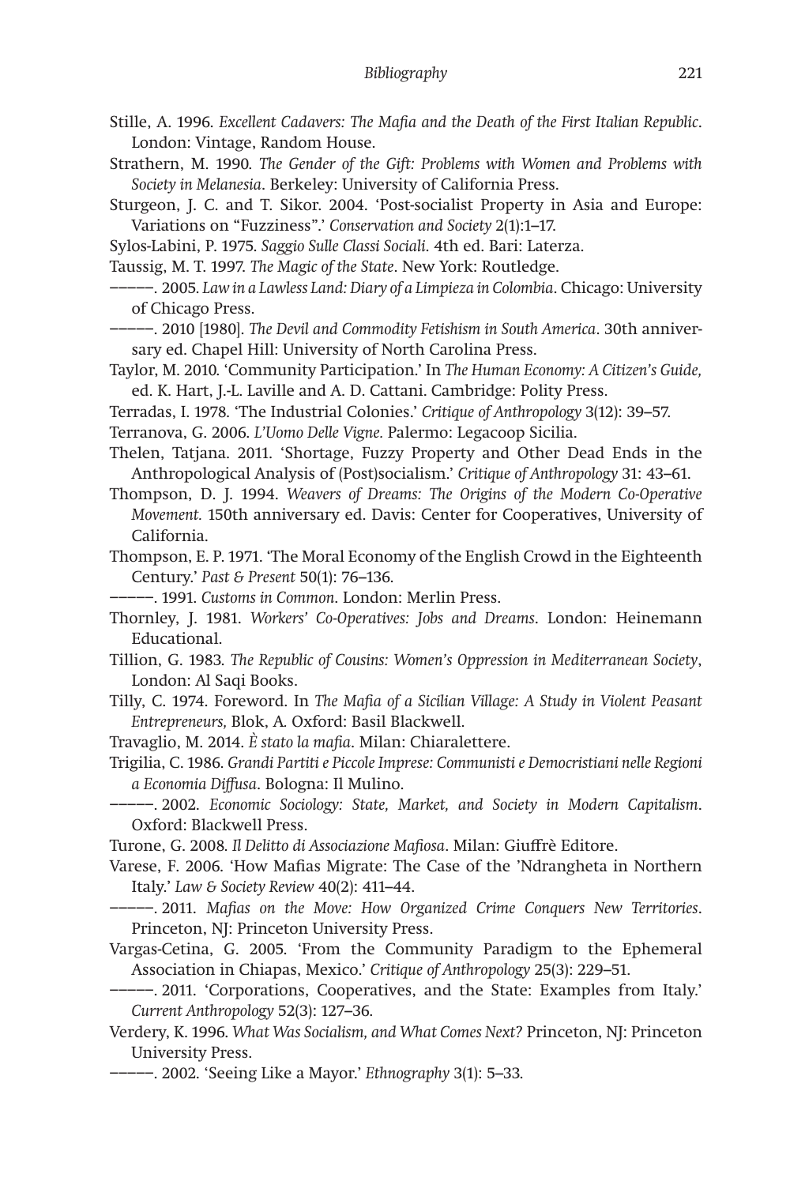Stille, A. 1996. *Excellent Cadavers: The Mafia and the Death of the First Italian Republic*. London: Vintage, Random House.

Strathern, M. 1990. *The Gender of the Gift: Problems with Women and Problems with Society in Melanesia*. Berkeley: University of California Press.

Sturgeon, J. C. and T. Sikor. 2004. 'Post-socialist Property in Asia and Europe: Variations on "Fuzziness".' *Conservation and Society* 2(1):1–17.

Sylos-Labini, P. 1975. *Saggio Sulle Classi Sociali*. 4th ed. Bari: Laterza.

Taussig, M. T. 1997. *The Magic of the State*. New York: Routledge.

———. 2005. *Law in a Lawless Land: Diary of a Limpieza in Colombia*. Chicago: University of Chicago Press.

———. 2010 [1980]. *The Devil and Commodity Fetishism in South America*. 30th anniversary ed. Chapel Hill: University of North Carolina Press.

Taylor, M. 2010. 'Community Participation.' In *The Human Economy: A Citizen's Guide,* ed. K. Hart, J.-L. Laville and A. D. Cattani. Cambridge: Polity Press.

Terradas, I. 1978. 'The Industrial Colonies.' *Critique of Anthropology* 3(12): 39–57.

Terranova, G. 2006. *L'Uomo Delle Vigne.* Palermo: Legacoop Sicilia.

Thelen, Tatjana. 2011. 'Shortage, Fuzzy Property and Other Dead Ends in the Anthropological Analysis of (Post)socialism.' *Critique of Anthropology* 31: 43–61.

Thompson, D. J. 1994. *Weavers of Dreams: The Origins of the Modern Co-Operative Movement.* 150th anniversary ed. Davis: Center for Cooperatives, University of California.

Thompson, E. P. 1971. 'The Moral Economy of the English Crowd in the Eighteenth Century.' *Past & Present* 50(1): 76–136.

———. 1991. *Customs in Common*. London: Merlin Press.

Thornley, J. 1981. *Workers' Co-Operatives: Jobs and Dreams*. London: Heinemann Educational.

Tillion, G. 1983. *The Republic of Cousins: Women's Oppression in Mediterranean Society*, London: Al Saqi Books.

Tilly, C. 1974. Foreword. In *The Mafia of a Sicilian Village: A Study in Violent Peasant Entrepreneurs,* Blok, A. Oxford: Basil Blackwell.

Travaglio, M. 2014. *È stato la mafia*. Milan: Chiaralettere.

Trigilia, C. 1986. *Grandi Partiti e Piccole Imprese: Communisti e Democristiani nelle Regioni a Economia Diffusa*. Bologna: Il Mulino.

———. 2002. *Economic Sociology: State, Market, and Society in Modern Capitalism*. Oxford: Blackwell Press.

Turone, G. 2008. *Il Delitto di Associazione Mafiosa*. Milan: Giuffrè Editore.

Varese, F. 2006. 'How Mafias Migrate: The Case of the 'Ndrangheta in Northern Italy.' *Law & Society Review* 40(2): 411–44.

———. 2011. *Mafias on the Move: How Organized Crime Conquers New Territories*. Princeton, NJ: Princeton University Press.

Vargas-Cetina, G. 2005. 'From the Community Paradigm to the Ephemeral Association in Chiapas, Mexico.' *Critique of Anthropology* 25(3): 229–51.

———. 2011. 'Corporations, Cooperatives, and the State: Examples from Italy.' *Current Anthropology* 52(3): 127–36.

Verdery, K. 1996. *What Was Socialism, and What Comes Next?* Princeton, NJ: Princeton University Press.

———. 2002. 'Seeing Like a Mayor.' *Ethnography* 3(1): 5–33.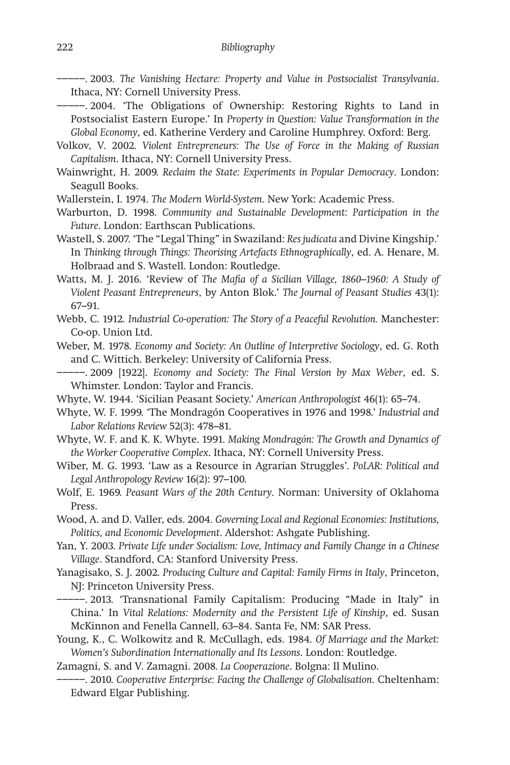–––––. 2003. *The Vanishing Hectare: Property and Value in Postsocialist Transylvania*. Ithaca, NY: Cornell University Press.

–––––. 2004. 'The Obligations of Ownership: Restoring Rights to Land in Postsocialist Eastern Europe.' In *Property in Question: Value Transformation in the Global Economy*, ed. Katherine Verdery and Caroline Humphrey. Oxford: Berg.

Volkov, V. 2002. *Violent Entrepreneurs: The Use of Force in the Making of Russian Capitalism*. Ithaca, NY: Cornell University Press.

Wainwright, H. 2009. *Reclaim the State: Experiments in Popular Democracy*. London: Seagull Books.

Wallerstein, I. 1974. *The Modern World-System*. New York: Academic Press.

Warburton, D. 1998. *Community and Sustainable Development: Participation in the Future*. London: Earthscan Publications.

Wastell, S. 2007. 'The "Legal Thing" in Swaziland: *Res judicata* and Divine Kingship.' In *Thinking through Things: Theorising Artefacts Ethnographically*, ed. A. Henare, M. Holbraad and S. Wastell. London: Routledge.

Watts, M. J. 2016. 'Review of *The Mafia of a Sicilian Village, 1860–1960: A Study of Violent Peasant Entrepreneurs*, by Anton Blok.' *The Journal of Peasant Studies* 43(1): 67–91.

Webb, C. 1912. *Industrial Co-operation: The Story of a Peaceful Revolution.* Manchester: Co-op. Union Ltd.

Weber, M. 1978. *Economy and Society: An Outline of Interpretive Sociology*, ed. G. Roth and C. Wittich. Berkeley: University of California Press.

–––––. 2009 [1922]. *Economy and Society: The Final Version by Max Weber*, ed. S. Whimster. London: Taylor and Francis.

Whyte, W. 1944. 'Sicilian Peasant Society.' *American Anthropologist* 46(1): 65–74.

Whyte, W. F. 1999. 'The Mondragón Cooperatives in 1976 and 1998.' *Industrial and Labor Relations Review* 52(3): 478–81.

Whyte, W. F. and K. K. Whyte. 1991. *Making Mondragón: The Growth and Dynamics of the Worker Cooperative Complex*. Ithaca, NY: Cornell University Press.

Wiber, M. G. 1993. 'Law as a Resource in Agrarian Struggles'. *PoLAR: Political and Legal Anthropology Review* 16(2): 97–100.

Wolf, E. 1969. *Peasant Wars of the 20th Century*. Norman: University of Oklahoma Press.

Wood, A. and D. Valler, eds. 2004. *Governing Local and Regional Economies: Institutions, Politics, and Economic Development*. Aldershot: Ashgate Publishing.

Yan, Y. 2003. *Private Life under Socialism: Love, Intimacy and Family Change in a Chinese Village*. Standford, CA: Stanford University Press.

Yanagisako, S. J. 2002. *Producing Culture and Capital: Family Firms in Italy*, Princeton, NJ: Princeton University Press.

–––––. 2013. 'Transnational Family Capitalism: Producing "Made in Italy" in China.' In *Vital Relations: Modernity and the Persistent Life of Kinship*, ed. Susan McKinnon and Fenella Cannell, 63–84. Santa Fe, NM: SAR Press.

Young, K., C. Wolkowitz and R. McCullagh, eds. 1984. *Of Marriage and the Market: Women's Subordination Internationally and Its Lessons*. London: Routledge.

Zamagni, S. and V. Zamagni. 2008. *La Cooperazione*. Bolgna: Il Mulino.

–––––. 2010. *Cooperative Enterprise: Facing the Challenge of Globalisation*. Cheltenham: Edward Elgar Publishing.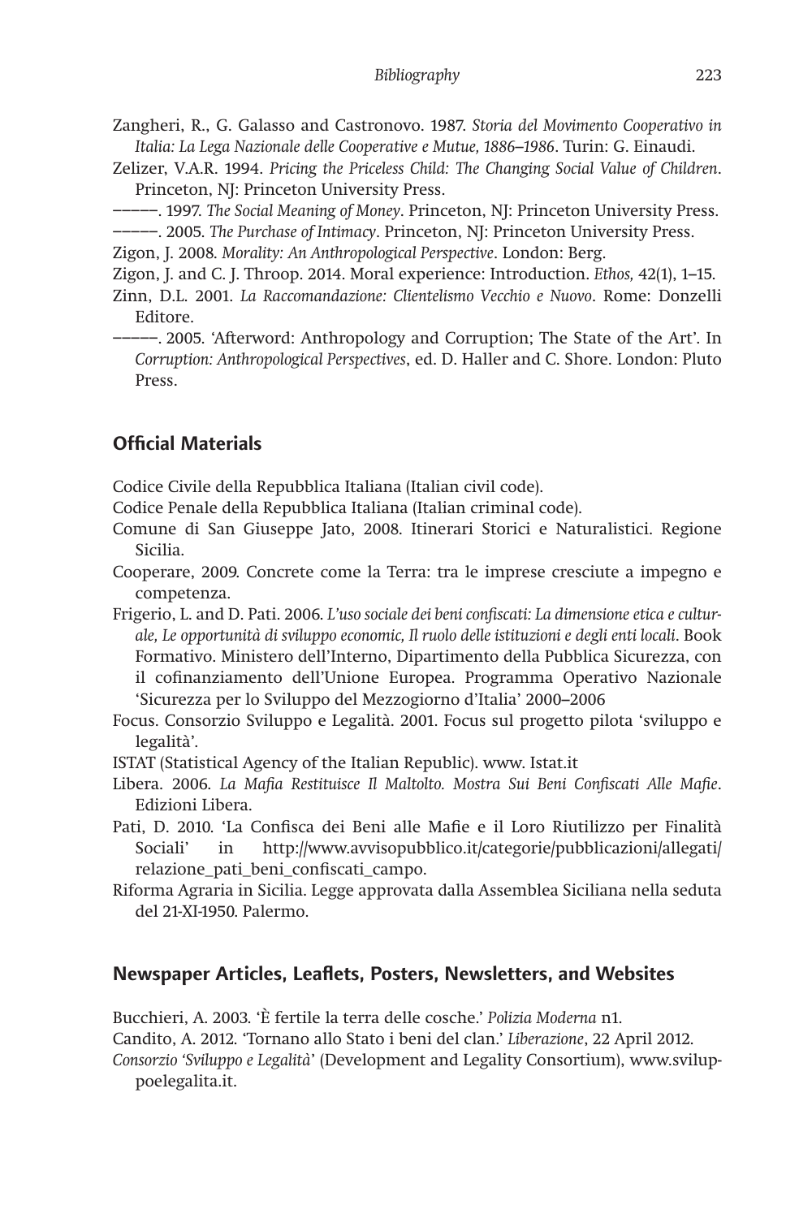Zangheri, R., G. Galasso and Castronovo. 1987. *Storia del Movimento Cooperativo in Italia: La Lega Nazionale delle Cooperative e Mutue, 1886–1986*. Turin: G. Einaudi.

Zelizer, V.A.R. 1994. *Pricing the Priceless Child: The Changing Social Value of Children*. Princeton, NJ: Princeton University Press.

–––––. 1997. *The Social Meaning of Money*. Princeton, NJ: Princeton University Press.

–––––. 2005. *The Purchase of Intimacy*. Princeton, NJ: Princeton University Press.

Zigon, J. 2008. *Morality: An Anthropological Perspective*. London: Berg.

Zigon, J. and C. J. Throop. 2014. Moral experience: Introduction. *Ethos,* 42(1), 1–15.

Zinn, D.L. 2001. *La Raccomandazione: Clientelismo Vecchio e Nuovo*. Rome: Donzelli Editore.

–––––. 2005. 'Afterword: Anthropology and Corruption; The State of the Art'. In *Corruption: Anthropological Perspectives*, ed. D. Haller and C. Shore. London: Pluto Press.

## Official Materials

Codice Civile della Repubblica Italiana (Italian civil code).

Codice Penale della Repubblica Italiana (Italian criminal code).

Comune di San Giuseppe Jato, 2008. Itinerari Storici e Naturalistici. Regione Sicilia.

Cooperare, 2009. Concrete come la Terra: tra le imprese cresciute a impegno e competenza.

Frigerio, L. and D. Pati. 2006. *L'uso sociale dei beni confiscati: La dimensione etica e culturale, Le opportunità di sviluppo economic, Il ruolo delle istituzioni e degli enti locali*. Book Formativo. Ministero dell'Interno, Dipartimento della Pubblica Sicurezza, con il cofinanziamento dell'Unione Europea. Programma Operativo Nazionale 'Sicurezza per lo Sviluppo del Mezzogiorno d'Italia' 2000–2006

Focus. Consorzio Sviluppo e Legalità. 2001. Focus sul progetto pilota 'sviluppo e legalità'.

ISTAT (Statistical Agency of the Italian Republic). www. Istat.it

Libera. 2006. *La Mafia Restituisce Il Maltolto. Mostra Sui Beni Confiscati Alle Mafie*. Edizioni Libera.

Pati, D. 2010. 'La Confisca dei Beni alle Mafie e il Loro Riutilizzo per Finalità Sociali' in http://www.avvisopubblico.it/categorie/pubblicazioni/allegati/relazione_pati_beni_confiscati_campo.

Riforma Agraria in Sicilia. Legge approvata dalla Assemblea Siciliana nella seduta del 21-XI-1950. Palermo.

## Newspaper Articles, Leaflets, Posters, Newsletters, and Websites

Bucchieri, A. 2003. 'È fertile la terra delle cosche.' *Polizia Moderna* n1.

Candito, A. 2012. 'Tornano allo Stato i beni del clan.' *Liberazione*, 22 April 2012.

*Consorzio 'Sviluppo e Legalità'* (Development and Legality Consortium), www.svilup­poelegalita.it.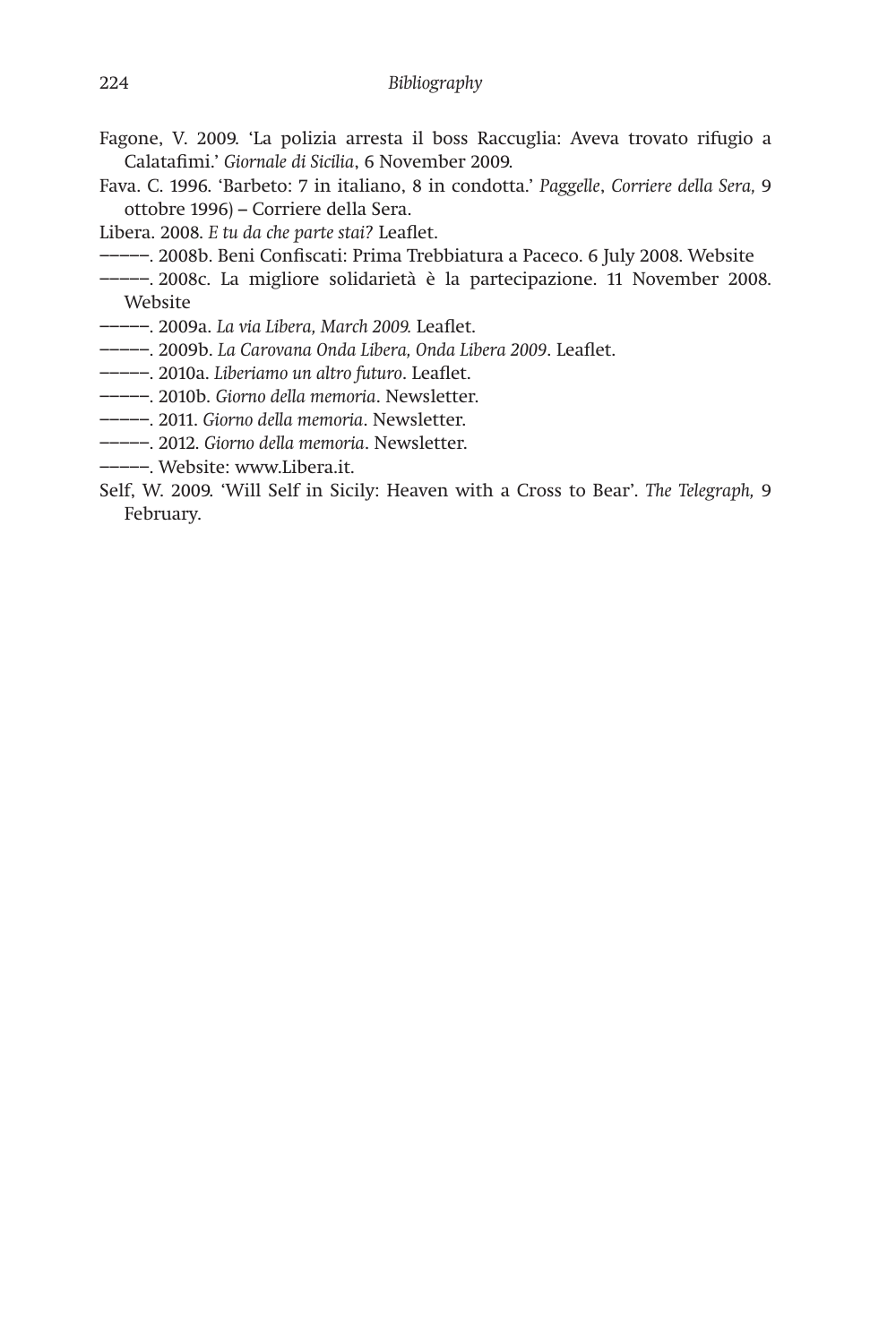Fagone, V. 2009. 'La polizia arresta il boss Raccuglia: Aveva trovato rifugio a Calatafimi.' *Giornale di Sicilia*, 6 November 2009.

Fava. C. 1996. 'Barbeto: 7 in italiano, 8 in condotta.' *Paggelle*, *Corriere della Sera,* 9 ottobre 1996) – Corriere della Sera.

Libera. 2008. *E tu da che parte stai?* Leaflet.

——. 2008b. Beni Confiscati: Prima Trebbiatura a Paceco. 6 July 2008. Website

——. 2008c. La migliore solidarietà è la partecipazione. 11 November 2008. Website

——. 2009a. *La via Libera, March 2009.* Leaflet.

——. 2009b. *La Carovana Onda Libera, Onda Libera 2009*. Leaflet.

——. 2010a. *Liberiamo un altro futuro*. Leaflet.

——. 2010b. *Giorno della memoria*. Newsletter.

——. 2011. *Giorno della memoria*. Newsletter.

——. 2012. *Giorno della memoria*. Newsletter.

——. Website: www.Libera.it.

Self, W. 2009. 'Will Self in Sicily: Heaven with a Cross to Bear'. *The Telegraph,* 9 February.